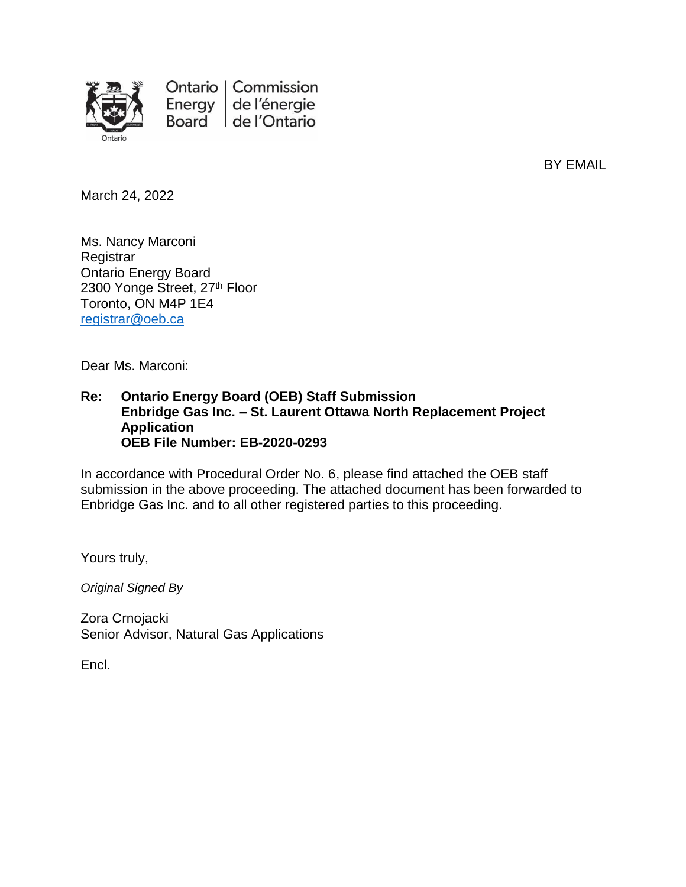Ontario Energy Board | Commission de l'énergie de l'Ontario

BY EMAIL

March 24, 2022

Ms. Nancy Marconi  
Registrar  
Ontario Energy Board  
2300 Yonge Street, 27th Floor  
Toronto, ON M4P 1E4  
registrar@oeb.ca

Dear Ms. Marconi:

**Re: Ontario Energy Board (OEB) Staff Submission**  
**Enbridge Gas Inc. – St. Laurent Ottawa North Replacement Project Application**  
**OEB File Number: EB-2020-0293**

In accordance with Procedural Order No. 6, please find attached the OEB staff submission in the above proceeding. The attached document has been forwarded to Enbridge Gas Inc. and to all other registered parties to this proceeding.

Yours truly,

*Original Signed By*

Zora Crnojacki  
Senior Advisor, Natural Gas Applications

Encl.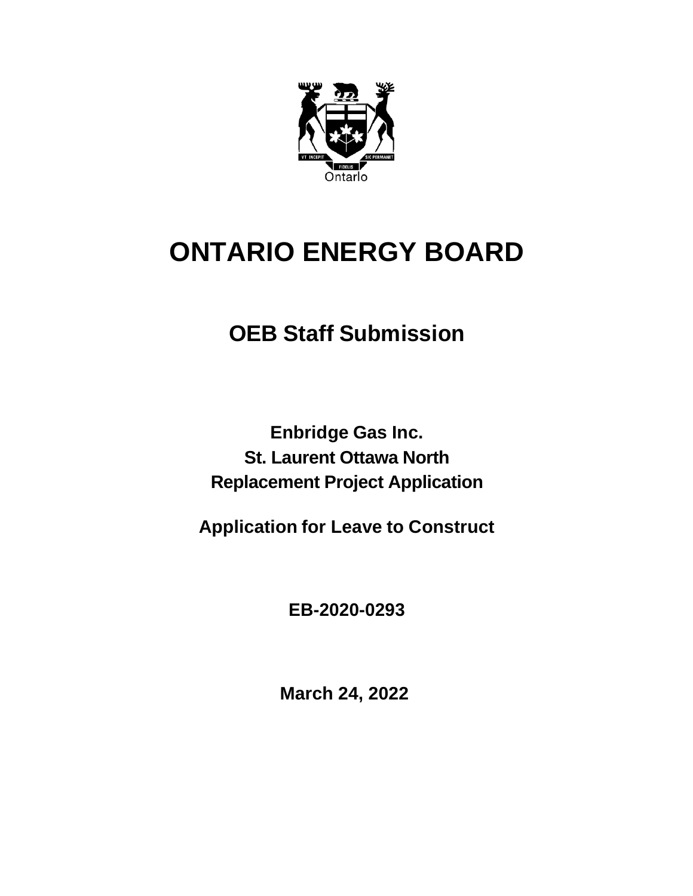# ONTARIO ENERGY BOARD

## OEB Staff Submission

**Enbridge Gas Inc.**
**St. Laurent Ottawa North**
**Replacement Project Application**

**Application for Leave to Construct**

**EB-2020-0293**

**March 24, 2022**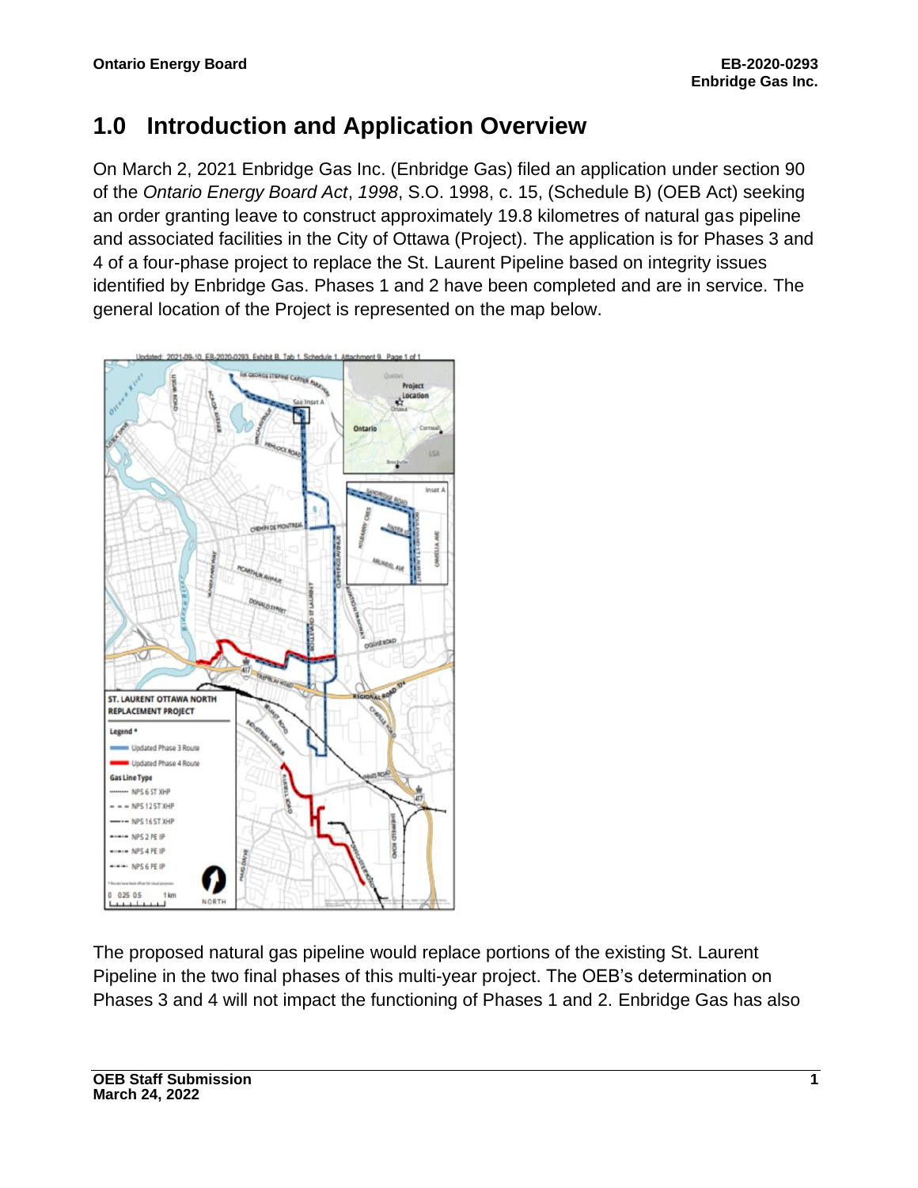# 1.0 Introduction and Application Overview

On March 2, 2021 Enbridge Gas Inc. (Enbridge Gas) filed an application under section 90 of the *Ontario Energy Board Act*, *1998*, S.O. 1998, c. 15, (Schedule B) (OEB Act) seeking an order granting leave to construct approximately 19.8 kilometres of natural gas pipeline and associated facilities in the City of Ottawa (Project). The application is for Phases 3 and 4 of a four-phase project to replace the St. Laurent Pipeline based on integrity issues identified by Enbridge Gas. Phases 1 and 2 have been completed and are in service. The general location of the Project is represented on the map below.

The proposed natural gas pipeline would replace portions of the existing St. Laurent Pipeline in the two final phases of this multi-year project. The OEB's determination on Phases 3 and 4 will not impact the functioning of Phases 1 and 2. Enbridge Gas has also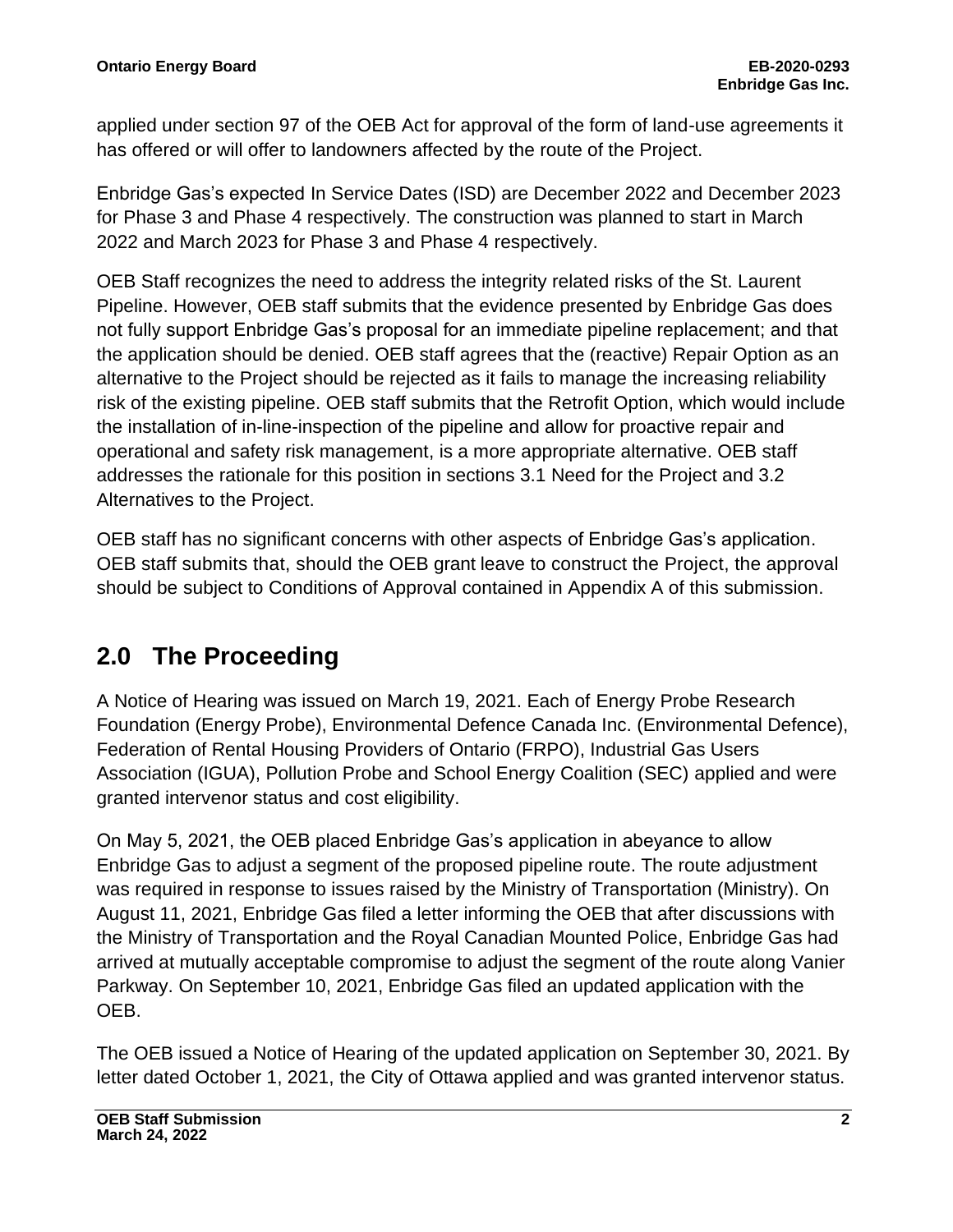applied under section 97 of the OEB Act for approval of the form of land-use agreements it has offered or will offer to landowners affected by the route of the Project.

Enbridge Gas's expected In Service Dates (ISD) are December 2022 and December 2023 for Phase 3 and Phase 4 respectively. The construction was planned to start in March 2022 and March 2023 for Phase 3 and Phase 4 respectively.

OEB Staff recognizes the need to address the integrity related risks of the St. Laurent Pipeline. However, OEB staff submits that the evidence presented by Enbridge Gas does not fully support Enbridge Gas's proposal for an immediate pipeline replacement; and that the application should be denied. OEB staff agrees that the (reactive) Repair Option as an alternative to the Project should be rejected as it fails to manage the increasing reliability risk of the existing pipeline. OEB staff submits that the Retrofit Option, which would include the installation of in-line-inspection of the pipeline and allow for proactive repair and operational and safety risk management, is a more appropriate alternative. OEB staff addresses the rationale for this position in sections 3.1 Need for the Project and 3.2 Alternatives to the Project.

OEB staff has no significant concerns with other aspects of Enbridge Gas's application. OEB staff submits that, should the OEB grant leave to construct the Project, the approval should be subject to Conditions of Approval contained in Appendix A of this submission.

# 2.0 The Proceeding

A Notice of Hearing was issued on March 19, 2021. Each of Energy Probe Research Foundation (Energy Probe), Environmental Defence Canada Inc. (Environmental Defence), Federation of Rental Housing Providers of Ontario (FRPO), Industrial Gas Users Association (IGUA), Pollution Probe and School Energy Coalition (SEC) applied and were granted intervenor status and cost eligibility.

On May 5, 2021, the OEB placed Enbridge Gas's application in abeyance to allow Enbridge Gas to adjust a segment of the proposed pipeline route. The route adjustment was required in response to issues raised by the Ministry of Transportation (Ministry). On August 11, 2021, Enbridge Gas filed a letter informing the OEB that after discussions with the Ministry of Transportation and the Royal Canadian Mounted Police, Enbridge Gas had arrived at mutually acceptable compromise to adjust the segment of the route along Vanier Parkway. On September 10, 2021, Enbridge Gas filed an updated application with the OEB.

The OEB issued a Notice of Hearing of the updated application on September 30, 2021. By letter dated October 1, 2021, the City of Ottawa applied and was granted intervenor status.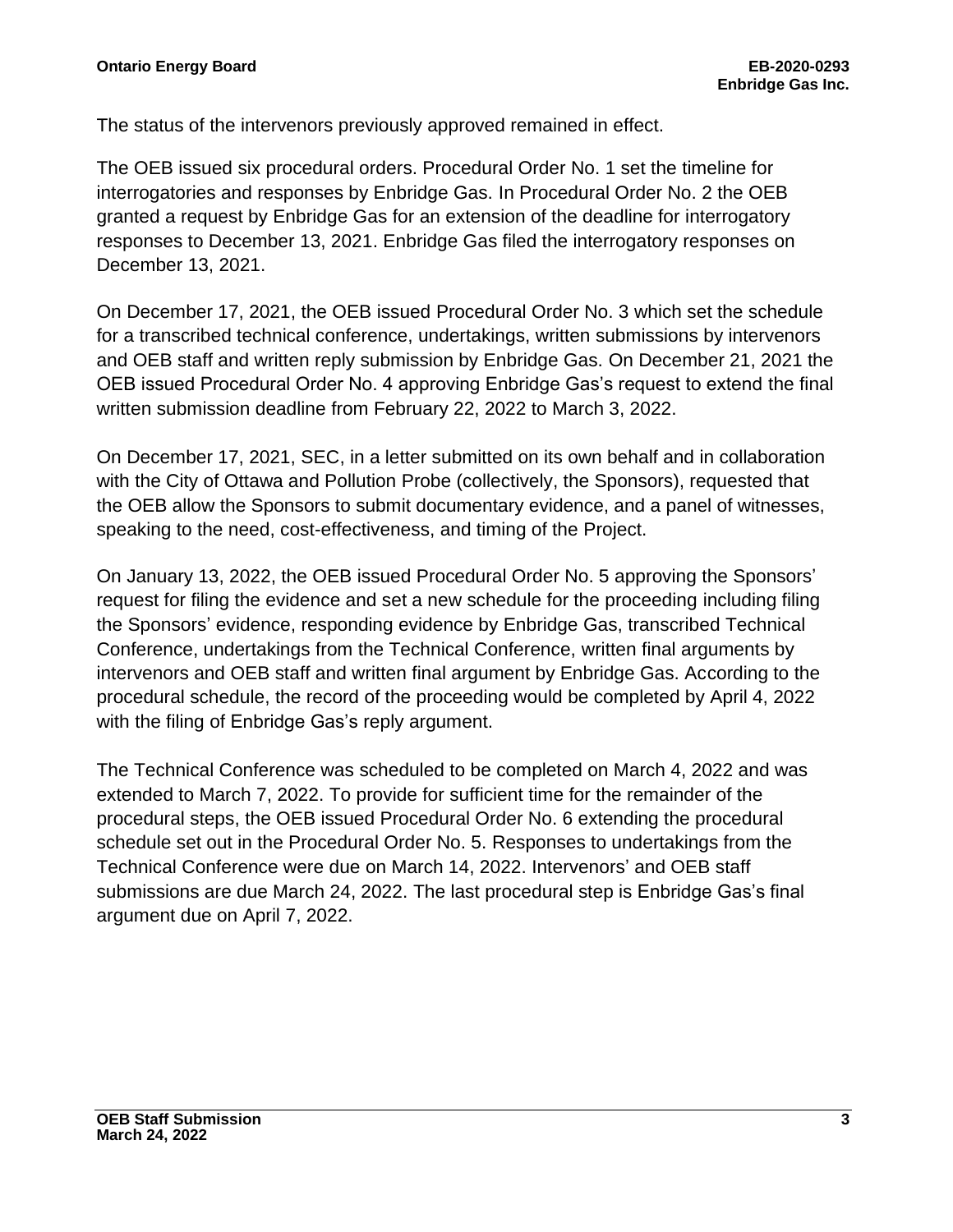The status of the intervenors previously approved remained in effect.

The OEB issued six procedural orders. Procedural Order No. 1 set the timeline for interrogatories and responses by Enbridge Gas. In Procedural Order No. 2 the OEB granted a request by Enbridge Gas for an extension of the deadline for interrogatory responses to December 13, 2021. Enbridge Gas filed the interrogatory responses on December 13, 2021.

On December 17, 2021, the OEB issued Procedural Order No. 3 which set the schedule for a transcribed technical conference, undertakings, written submissions by intervenors and OEB staff and written reply submission by Enbridge Gas. On December 21, 2021 the OEB issued Procedural Order No. 4 approving Enbridge Gas's request to extend the final written submission deadline from February 22, 2022 to March 3, 2022.

On December 17, 2021, SEC, in a letter submitted on its own behalf and in collaboration with the City of Ottawa and Pollution Probe (collectively, the Sponsors), requested that the OEB allow the Sponsors to submit documentary evidence, and a panel of witnesses, speaking to the need, cost-effectiveness, and timing of the Project.

On January 13, 2022, the OEB issued Procedural Order No. 5 approving the Sponsors' request for filing the evidence and set a new schedule for the proceeding including filing the Sponsors' evidence, responding evidence by Enbridge Gas, transcribed Technical Conference, undertakings from the Technical Conference, written final arguments by intervenors and OEB staff and written final argument by Enbridge Gas. According to the procedural schedule, the record of the proceeding would be completed by April 4, 2022 with the filing of Enbridge Gas's reply argument.

The Technical Conference was scheduled to be completed on March 4, 2022 and was extended to March 7, 2022. To provide for sufficient time for the remainder of the procedural steps, the OEB issued Procedural Order No. 6 extending the procedural schedule set out in the Procedural Order No. 5. Responses to undertakings from the Technical Conference were due on March 14, 2022. Intervenors' and OEB staff submissions are due March 24, 2022. The last procedural step is Enbridge Gas's final argument due on April 7, 2022.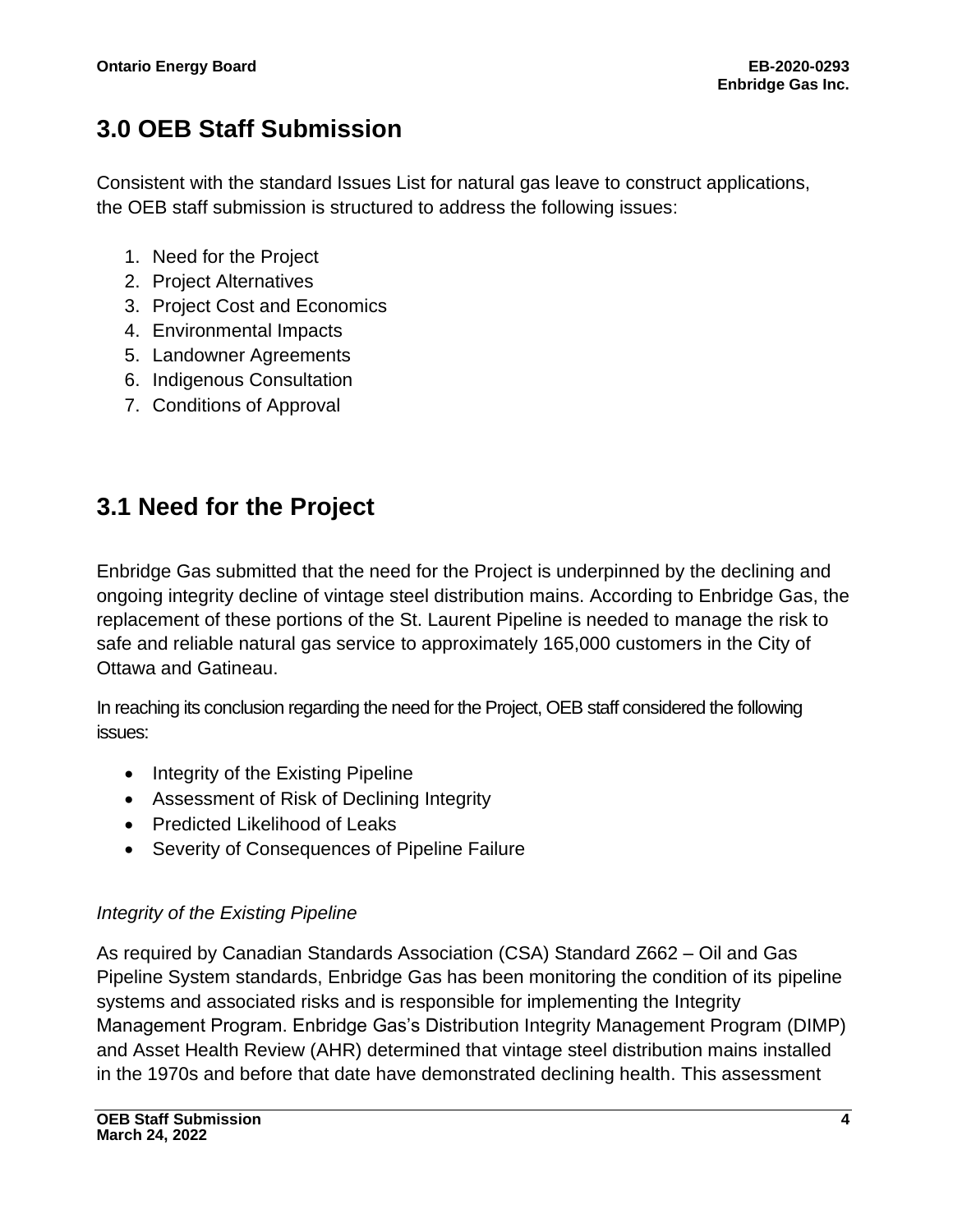# 3.0 OEB Staff Submission

Consistent with the standard Issues List for natural gas leave to construct applications, the OEB staff submission is structured to address the following issues:

1. Need for the Project
2. Project Alternatives
3. Project Cost and Economics
4. Environmental Impacts
5. Landowner Agreements
6. Indigenous Consultation
7. Conditions of Approval

# 3.1 Need for the Project

Enbridge Gas submitted that the need for the Project is underpinned by the declining and ongoing integrity decline of vintage steel distribution mains. According to Enbridge Gas, the replacement of these portions of the St. Laurent Pipeline is needed to manage the risk to safe and reliable natural gas service to approximately 165,000 customers in the City of Ottawa and Gatineau.

In reaching its conclusion regarding the need for the Project, OEB staff considered the following issues:

- Integrity of the Existing Pipeline
- Assessment of Risk of Declining Integrity
- Predicted Likelihood of Leaks
- Severity of Consequences of Pipeline Failure

*Integrity of the Existing Pipeline*

As required by Canadian Standards Association (CSA) Standard Z662 – Oil and Gas Pipeline System standards, Enbridge Gas has been monitoring the condition of its pipeline systems and associated risks and is responsible for implementing the Integrity Management Program. Enbridge Gas's Distribution Integrity Management Program (DIMP) and Asset Health Review (AHR) determined that vintage steel distribution mains installed in the 1970s and before that date have demonstrated declining health. This assessment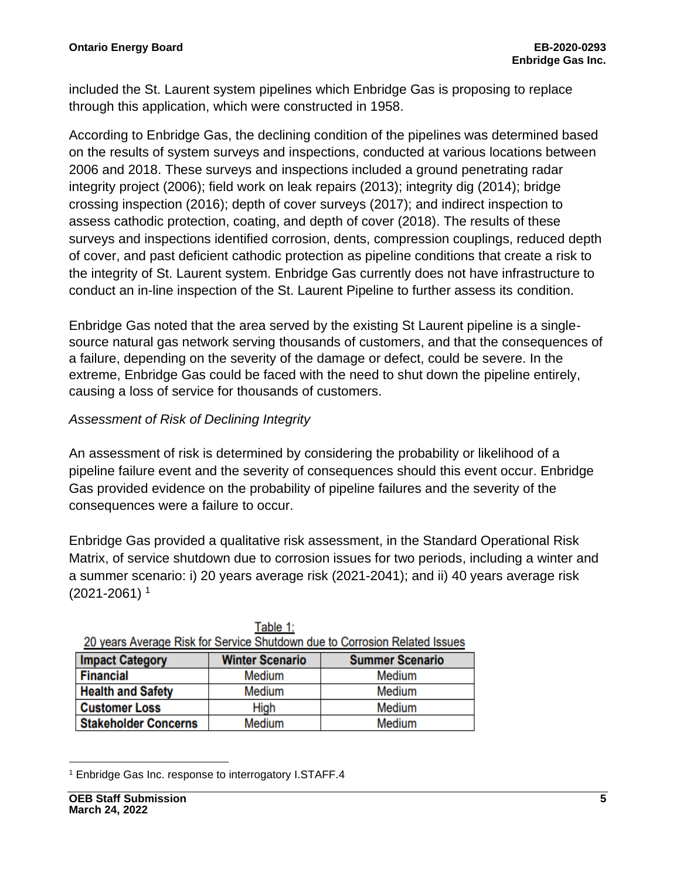included the St. Laurent system pipelines which Enbridge Gas is proposing to replace through this application, which were constructed in 1958.

According to Enbridge Gas, the declining condition of the pipelines was determined based on the results of system surveys and inspections, conducted at various locations between 2006 and 2018. These surveys and inspections included a ground penetrating radar integrity project (2006); field work on leak repairs (2013); integrity dig (2014); bridge crossing inspection (2016); depth of cover surveys (2017); and indirect inspection to assess cathodic protection, coating, and depth of cover (2018). The results of these surveys and inspections identified corrosion, dents, compression couplings, reduced depth of cover, and past deficient cathodic protection as pipeline conditions that create a risk to the integrity of St. Laurent system. Enbridge Gas currently does not have infrastructure to conduct an in-line inspection of the St. Laurent Pipeline to further assess its condition.

Enbridge Gas noted that the area served by the existing St Laurent pipeline is a single-source natural gas network serving thousands of customers, and that the consequences of a failure, depending on the severity of the damage or defect, could be severe. In the extreme, Enbridge Gas could be faced with the need to shut down the pipeline entirely, causing a loss of service for thousands of customers.

*Assessment of Risk of Declining Integrity*

An assessment of risk is determined by considering the probability or likelihood of a pipeline failure event and the severity of consequences should this event occur. Enbridge Gas provided evidence on the probability of pipeline failures and the severity of the consequences were a failure to occur.

Enbridge Gas provided a qualitative risk assessment, in the Standard Operational Risk Matrix, of service shutdown due to corrosion issues for two periods, including a winter and a summer scenario: i) 20 years average risk (2021-2041); and ii) 40 years average risk (2021-2061) [1]

Table 1:
20 years Average Risk for Service Shutdown due to Corrosion Related Issues

| Impact Category | Winter Scenario | Summer Scenario |
|---|---|---|
| **Financial** | Medium | Medium |
| **Health and Safety** | Medium | Medium |
| **Customer Loss** | High | Medium |
| **Stakeholder Concerns** | Medium | Medium |

[1] Enbridge Gas Inc. response to interrogatory I.STAFF.4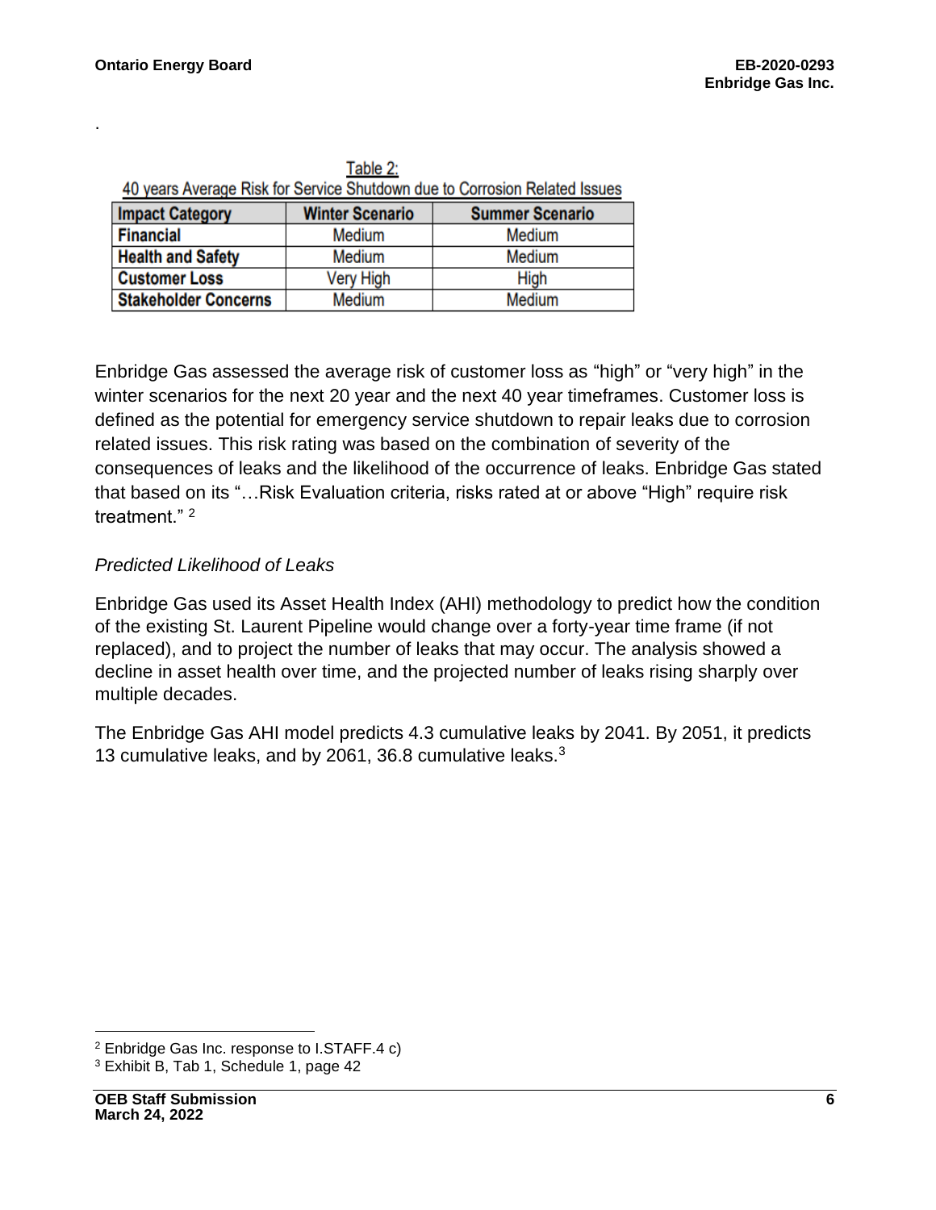.

Table 2:
40 years Average Risk for Service Shutdown due to Corrosion Related Issues

| Impact Category | Winter Scenario | Summer Scenario |
| --- | --- | --- |
| Financial | Medium | Medium |
| Health and Safety | Medium | Medium |
| Customer Loss | Very High | High |
| Stakeholder Concerns | Medium | Medium |

Enbridge Gas assessed the average risk of customer loss as "high" or "very high" in the winter scenarios for the next 20 year and the next 40 year timeframes. Customer loss is defined as the potential for emergency service shutdown to repair leaks due to corrosion related issues. This risk rating was based on the combination of severity of the consequences of leaks and the likelihood of the occurrence of leaks. Enbridge Gas stated that based on its "…Risk Evaluation criteria, risks rated at or above "High" require risk treatment." [2]

*Predicted Likelihood of Leaks*

Enbridge Gas used its Asset Health Index (AHI) methodology to predict how the condition of the existing St. Laurent Pipeline would change over a forty-year time frame (if not replaced), and to project the number of leaks that may occur. The analysis showed a decline in asset health over time, and the projected number of leaks rising sharply over multiple decades.

The Enbridge Gas AHI model predicts 4.3 cumulative leaks by 2041. By 2051, it predicts 13 cumulative leaks, and by 2061, 36.8 cumulative leaks.[3]

[2] Enbridge Gas Inc. response to I.STAFF.4 c)

[3] Exhibit B, Tab 1, Schedule 1, page 42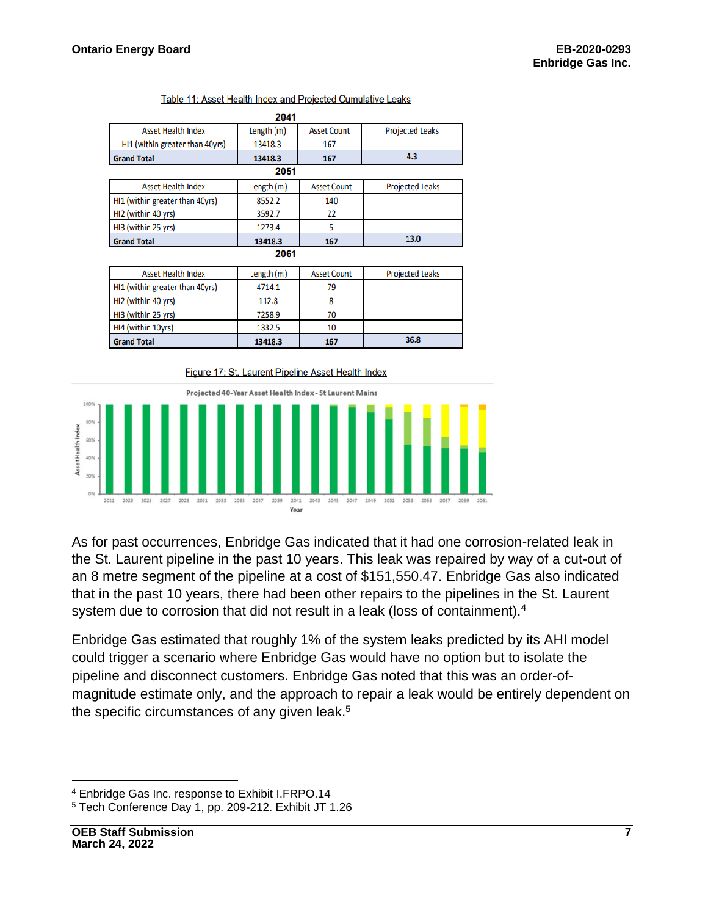Table 11: Asset Health Index and Projected Cumulative Leaks

**2041**

| Asset Health Index | Length (m) | Asset Count | Projected Leaks |
|---|---|---|---|
| HI1 (within greater than 40yrs) | 13418.3 | 167 | |
| **Grand Total** | **13418.3** | **167** | **4.3** |

**2051**

| Asset Health Index | Length (m) | Asset Count | Projected Leaks |
|---|---|---|---|
| HI1 (within greater than 40yrs) | 8552.2 | 140 | |
| HI2 (within 40 yrs) | 3592.7 | 22 | |
| HI3 (within 25 yrs) | 1273.4 | 5 | |
| **Grand Total** | **13418.3** | **167** | **13.0** |

**2061**

| Asset Health Index | Length (m) | Asset Count | Projected Leaks |
|---|---|---|---|
| HI1 (within greater than 40yrs) | 4714.1 | 79 | |
| HI2 (within 40 yrs) | 112.8 | 8 | |
| HI3 (within 25 yrs) | 7258.9 | 70 | |
| HI4 (within 10yrs) | 1332.5 | 10 | |
| **Grand Total** | **13418.3** | **167** | **36.8** |

Figure 17: St. Laurent Pipeline Asset Health Index

As for past occurrences, Enbridge Gas indicated that it had one corrosion-related leak in the St. Laurent pipeline in the past 10 years. This leak was repaired by way of a cut-out of an 8 metre segment of the pipeline at a cost of $151,550.47. Enbridge Gas also indicated that in the past 10 years, there had been other repairs to the pipelines in the St. Laurent system due to corrosion that did not result in a leak (loss of containment).[4]

Enbridge Gas estimated that roughly 1% of the system leaks predicted by its AHI model could trigger a scenario where Enbridge Gas would have no option but to isolate the pipeline and disconnect customers. Enbridge Gas noted that this was an order-of-magnitude estimate only, and the approach to repair a leak would be entirely dependent on the specific circumstances of any given leak.[5]

---

[4] Enbridge Gas Inc. response to Exhibit I.FRPO.14

[5] Tech Conference Day 1, pp. 209-212. Exhibit JT 1.26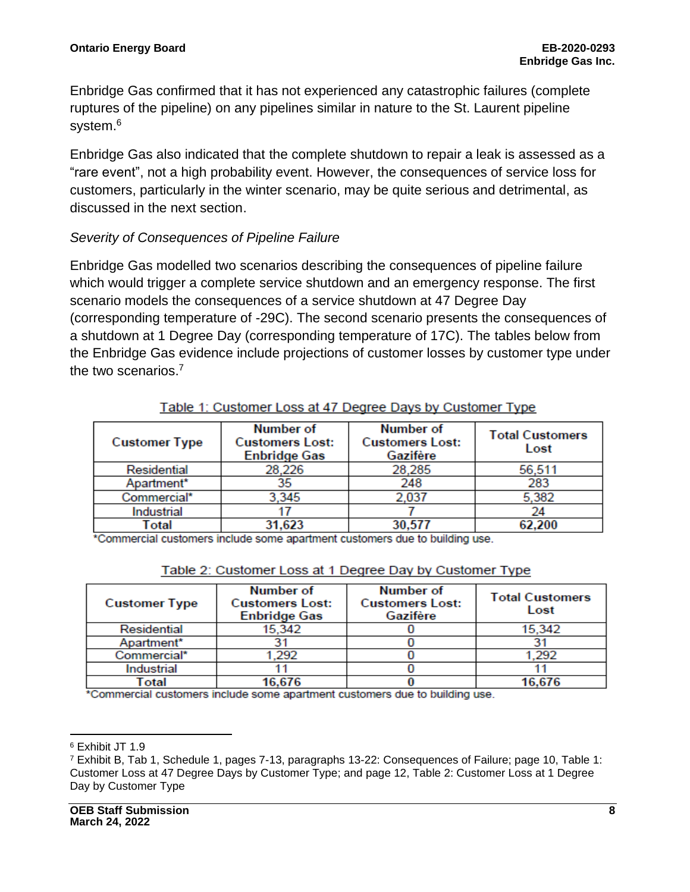Enbridge Gas confirmed that it has not experienced any catastrophic failures (complete ruptures of the pipeline) on any pipelines similar in nature to the St. Laurent pipeline system.[6]

Enbridge Gas also indicated that the complete shutdown to repair a leak is assessed as a "rare event", not a high probability event. However, the consequences of service loss for customers, particularly in the winter scenario, may be quite serious and detrimental, as discussed in the next section.

*Severity of Consequences of Pipeline Failure*

Enbridge Gas modelled two scenarios describing the consequences of pipeline failure which would trigger a complete service shutdown and an emergency response. The first scenario models the consequences of a service shutdown at 47 Degree Day (corresponding temperature of -29C). The second scenario presents the consequences of a shutdown at 1 Degree Day (corresponding temperature of 17C). The tables below from the Enbridge Gas evidence include projections of customer losses by customer type under the two scenarios.[7]

Table 1: Customer Loss at 47 Degree Days by Customer Type

| Customer Type | Number of Customers Lost: Enbridge Gas | Number of Customers Lost: Gazifère | Total Customers Lost |
|---|---|---|---|
| Residential | 28,226 | 28,285 | 56,511 |
| Apartment* | 35 | 248 | 283 |
| Commercial* | 3,345 | 2,037 | 5,382 |
| Industrial | 17 | 7 | 24 |
| **Total** | **31,623** | **30,577** | **62,200** |

*Commercial customers include some apartment customers due to building use.

Table 2: Customer Loss at 1 Degree Day by Customer Type

| Customer Type | Number of Customers Lost: Enbridge Gas | Number of Customers Lost: Gazifère | Total Customers Lost |
|---|---|---|---|
| Residential | 15,342 | 0 | 15,342 |
| Apartment* | 31 | 0 | 31 |
| Commercial* | 1,292 | 0 | 1,292 |
| Industrial | 11 | 0 | 11 |
| **Total** | **16,676** | **0** | **16,676** |

*Commercial customers include some apartment customers due to building use.

---

[6] Exhibit JT 1.9

[7] Exhibit B, Tab 1, Schedule 1, pages 7-13, paragraphs 13-22: Consequences of Failure; page 10, Table 1: Customer Loss at 47 Degree Days by Customer Type; and page 12, Table 2: Customer Loss at 1 Degree Day by Customer Type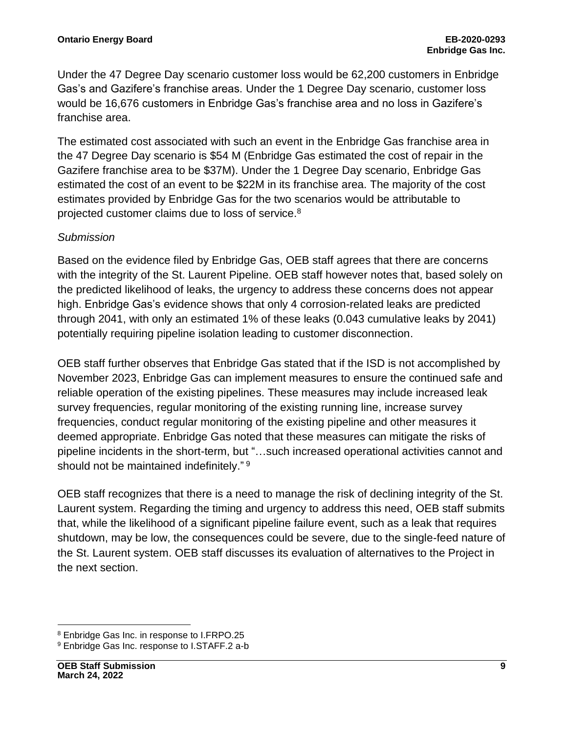Under the 47 Degree Day scenario customer loss would be 62,200 customers in Enbridge Gas's and Gazifere's franchise areas. Under the 1 Degree Day scenario, customer loss would be 16,676 customers in Enbridge Gas's franchise area and no loss in Gazifere's franchise area.

The estimated cost associated with such an event in the Enbridge Gas franchise area in the 47 Degree Day scenario is $54 M (Enbridge Gas estimated the cost of repair in the Gazifere franchise area to be $37M). Under the 1 Degree Day scenario, Enbridge Gas estimated the cost of an event to be $22M in its franchise area. The majority of the cost estimates provided by Enbridge Gas for the two scenarios would be attributable to projected customer claims due to loss of service.[8]

*Submission*

Based on the evidence filed by Enbridge Gas, OEB staff agrees that there are concerns with the integrity of the St. Laurent Pipeline. OEB staff however notes that, based solely on the predicted likelihood of leaks, the urgency to address these concerns does not appear high. Enbridge Gas's evidence shows that only 4 corrosion-related leaks are predicted through 2041, with only an estimated 1% of these leaks (0.043 cumulative leaks by 2041) potentially requiring pipeline isolation leading to customer disconnection.

OEB staff further observes that Enbridge Gas stated that if the ISD is not accomplished by November 2023, Enbridge Gas can implement measures to ensure the continued safe and reliable operation of the existing pipelines. These measures may include increased leak survey frequencies, regular monitoring of the existing running line, increase survey frequencies, conduct regular monitoring of the existing pipeline and other measures it deemed appropriate. Enbridge Gas noted that these measures can mitigate the risks of pipeline incidents in the short-term, but "…such increased operational activities cannot and should not be maintained indefinitely." [9]

OEB staff recognizes that there is a need to manage the risk of declining integrity of the St. Laurent system. Regarding the timing and urgency to address this need, OEB staff submits that, while the likelihood of a significant pipeline failure event, such as a leak that requires shutdown, may be low, the consequences could be severe, due to the single-feed nature of the St. Laurent system. OEB staff discusses its evaluation of alternatives to the Project in the next section.

---

[8] Enbridge Gas Inc. in response to I.FRPO.25

[9] Enbridge Gas Inc. response to I.STAFF.2 a-b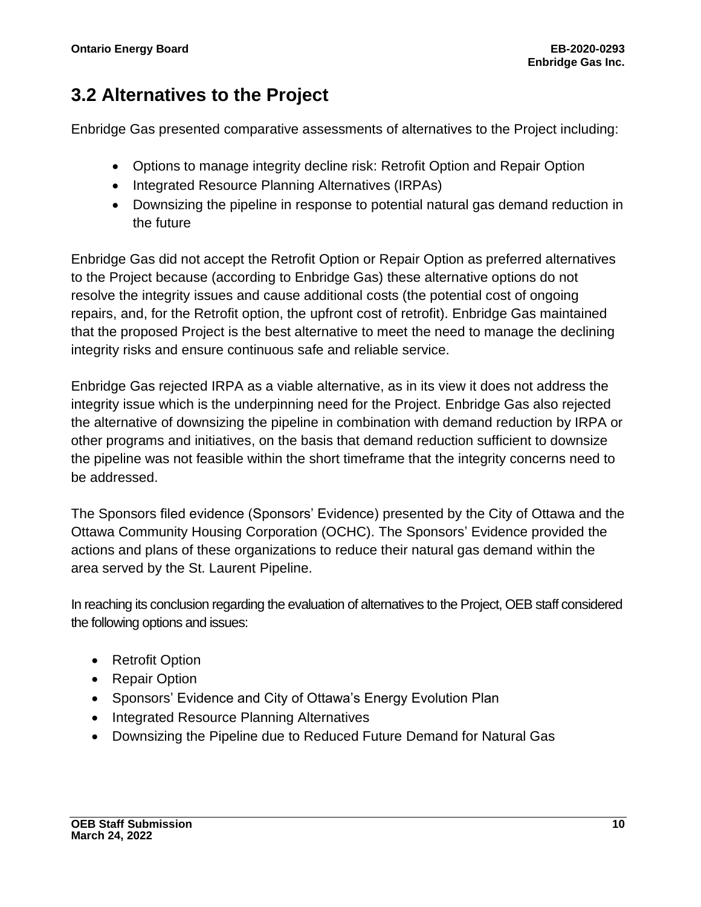## 3.2 Alternatives to the Project

Enbridge Gas presented comparative assessments of alternatives to the Project including:

- Options to manage integrity decline risk: Retrofit Option and Repair Option
- Integrated Resource Planning Alternatives (IRPAs)
- Downsizing the pipeline in response to potential natural gas demand reduction in the future

Enbridge Gas did not accept the Retrofit Option or Repair Option as preferred alternatives to the Project because (according to Enbridge Gas) these alternative options do not resolve the integrity issues and cause additional costs (the potential cost of ongoing repairs, and, for the Retrofit option, the upfront cost of retrofit). Enbridge Gas maintained that the proposed Project is the best alternative to meet the need to manage the declining integrity risks and ensure continuous safe and reliable service.

Enbridge Gas rejected IRPA as a viable alternative, as in its view it does not address the integrity issue which is the underpinning need for the Project. Enbridge Gas also rejected the alternative of downsizing the pipeline in combination with demand reduction by IRPA or other programs and initiatives, on the basis that demand reduction sufficient to downsize the pipeline was not feasible within the short timeframe that the integrity concerns need to be addressed.

The Sponsors filed evidence (Sponsors' Evidence) presented by the City of Ottawa and the Ottawa Community Housing Corporation (OCHC). The Sponsors' Evidence provided the actions and plans of these organizations to reduce their natural gas demand within the area served by the St. Laurent Pipeline.

In reaching its conclusion regarding the evaluation of alternatives to the Project, OEB staff considered the following options and issues:

- Retrofit Option
- Repair Option
- Sponsors' Evidence and City of Ottawa's Energy Evolution Plan
- Integrated Resource Planning Alternatives
- Downsizing the Pipeline due to Reduced Future Demand for Natural Gas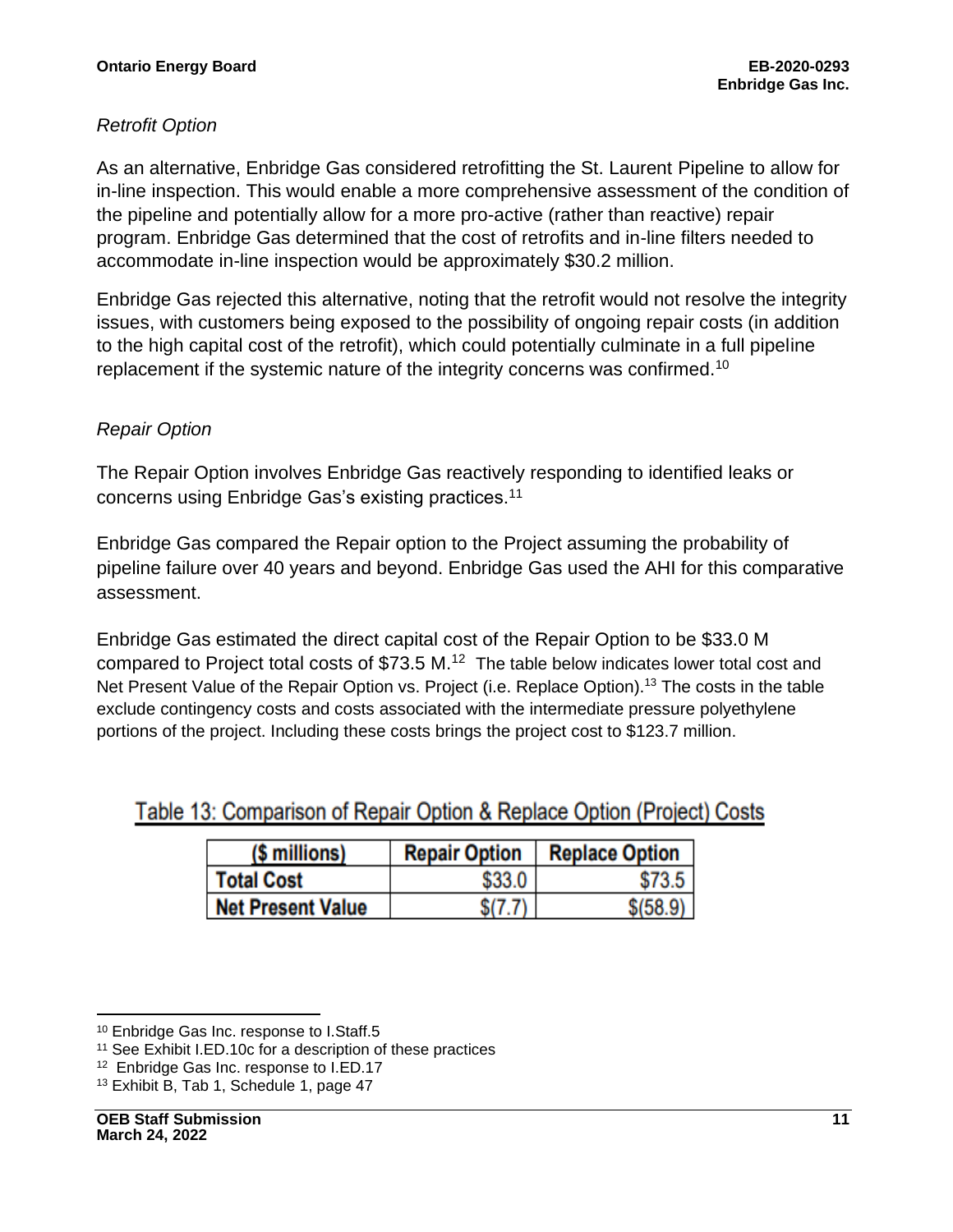*Retrofit Option*

As an alternative, Enbridge Gas considered retrofitting the St. Laurent Pipeline to allow for in-line inspection. This would enable a more comprehensive assessment of the condition of the pipeline and potentially allow for a more pro-active (rather than reactive) repair program. Enbridge Gas determined that the cost of retrofits and in-line filters needed to accommodate in-line inspection would be approximately $30.2 million.

Enbridge Gas rejected this alternative, noting that the retrofit would not resolve the integrity issues, with customers being exposed to the possibility of ongoing repair costs (in addition to the high capital cost of the retrofit), which could potentially culminate in a full pipeline replacement if the systemic nature of the integrity concerns was confirmed.[10]

*Repair Option*

The Repair Option involves Enbridge Gas reactively responding to identified leaks or concerns using Enbridge Gas's existing practices.[11]

Enbridge Gas compared the Repair option to the Project assuming the probability of pipeline failure over 40 years and beyond. Enbridge Gas used the AHI for this comparative assessment.

Enbridge Gas estimated the direct capital cost of the Repair Option to be $33.0 M compared to Project total costs of $73.5 M.[12] The table below indicates lower total cost and Net Present Value of the Repair Option vs. Project (i.e. Replace Option).[13] The costs in the table exclude contingency costs and costs associated with the intermediate pressure polyethylene portions of the project. Including these costs brings the project cost to $123.7 million.

Table 13: Comparison of Repair Option & Replace Option (Project) Costs

| ($ millions) | Repair Option | Replace Option |
|---|---|---|
| Total Cost | $33.0 | $73.5 |
| Net Present Value | $(7.7) | $(58.9) |

[10] Enbridge Gas Inc. response to I.Staff.5

[11] See Exhibit I.ED.10c for a description of these practices

[12] Enbridge Gas Inc. response to I.ED.17

[13] Exhibit B, Tab 1, Schedule 1, page 47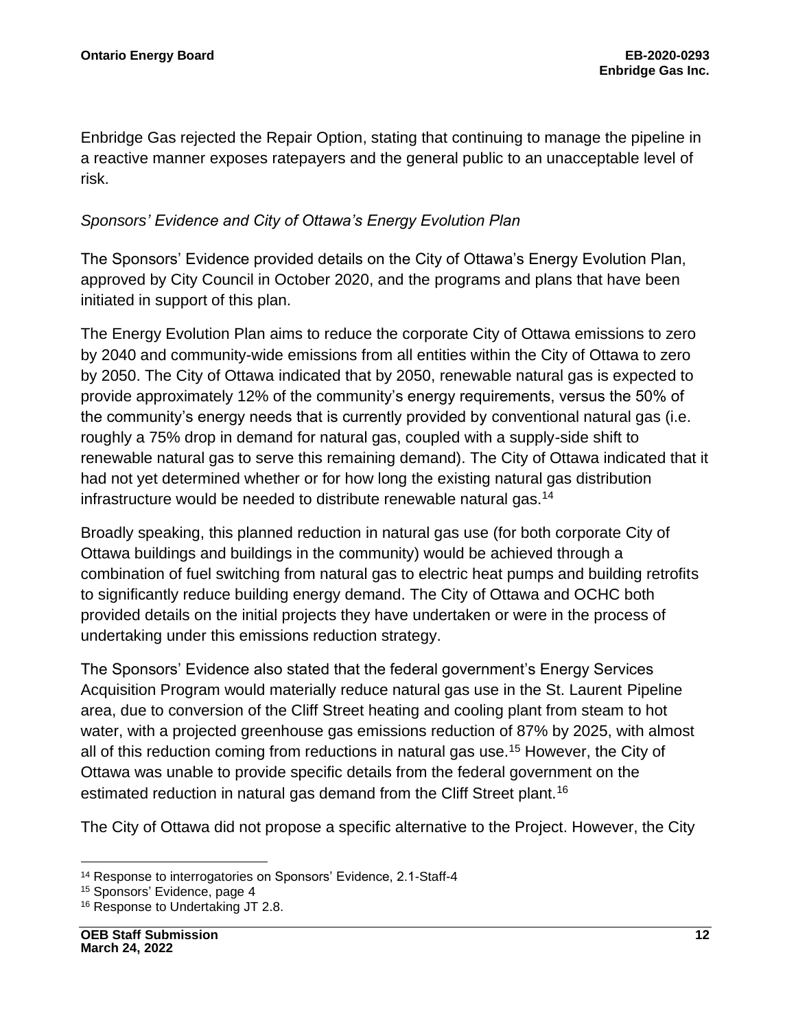Enbridge Gas rejected the Repair Option, stating that continuing to manage the pipeline in a reactive manner exposes ratepayers and the general public to an unacceptable level of risk.

*Sponsors' Evidence and City of Ottawa's Energy Evolution Plan*

The Sponsors' Evidence provided details on the City of Ottawa's Energy Evolution Plan, approved by City Council in October 2020, and the programs and plans that have been initiated in support of this plan.

The Energy Evolution Plan aims to reduce the corporate City of Ottawa emissions to zero by 2040 and community-wide emissions from all entities within the City of Ottawa to zero by 2050. The City of Ottawa indicated that by 2050, renewable natural gas is expected to provide approximately 12% of the community's energy requirements, versus the 50% of the community's energy needs that is currently provided by conventional natural gas (i.e. roughly a 75% drop in demand for natural gas, coupled with a supply-side shift to renewable natural gas to serve this remaining demand). The City of Ottawa indicated that it had not yet determined whether or for how long the existing natural gas distribution infrastructure would be needed to distribute renewable natural gas.[14]

Broadly speaking, this planned reduction in natural gas use (for both corporate City of Ottawa buildings and buildings in the community) would be achieved through a combination of fuel switching from natural gas to electric heat pumps and building retrofits to significantly reduce building energy demand. The City of Ottawa and OCHC both provided details on the initial projects they have undertaken or were in the process of undertaking under this emissions reduction strategy.

The Sponsors' Evidence also stated that the federal government's Energy Services Acquisition Program would materially reduce natural gas use in the St. Laurent Pipeline area, due to conversion of the Cliff Street heating and cooling plant from steam to hot water, with a projected greenhouse gas emissions reduction of 87% by 2025, with almost all of this reduction coming from reductions in natural gas use.[15] However, the City of Ottawa was unable to provide specific details from the federal government on the estimated reduction in natural gas demand from the Cliff Street plant.[16]

The City of Ottawa did not propose a specific alternative to the Project. However, the City

[14] Response to interrogatories on Sponsors' Evidence, 2.1-Staff-4

[15] Sponsors' Evidence, page 4

[16] Response to Undertaking JT 2.8.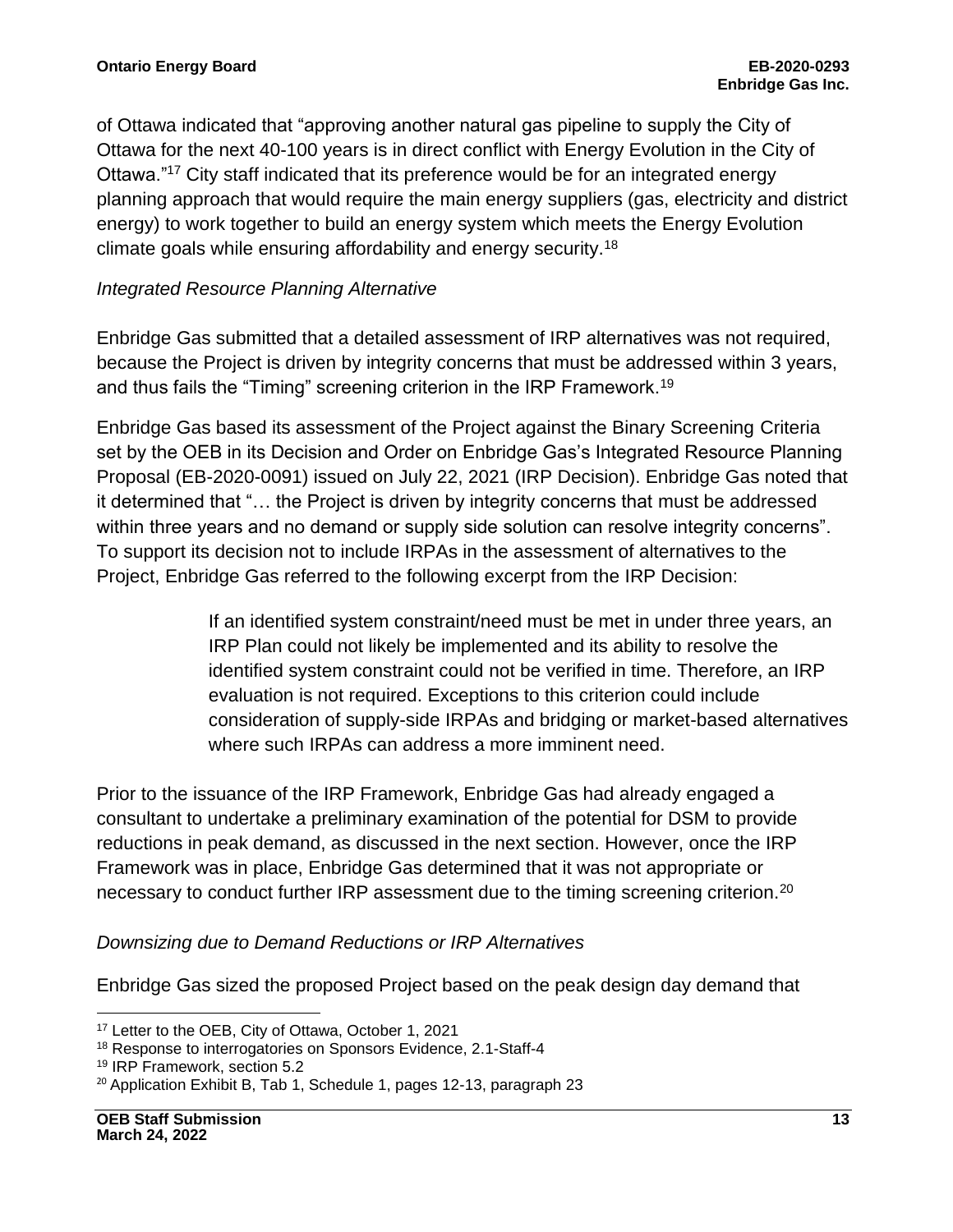of Ottawa indicated that "approving another natural gas pipeline to supply the City of Ottawa for the next 40-100 years is in direct conflict with Energy Evolution in the City of Ottawa."[17] City staff indicated that its preference would be for an integrated energy planning approach that would require the main energy suppliers (gas, electricity and district energy) to work together to build an energy system which meets the Energy Evolution climate goals while ensuring affordability and energy security.[18]

*Integrated Resource Planning Alternative*

Enbridge Gas submitted that a detailed assessment of IRP alternatives was not required, because the Project is driven by integrity concerns that must be addressed within 3 years, and thus fails the "Timing" screening criterion in the IRP Framework.[19]

Enbridge Gas based its assessment of the Project against the Binary Screening Criteria set by the OEB in its Decision and Order on Enbridge Gas's Integrated Resource Planning Proposal (EB-2020-0091) issued on July 22, 2021 (IRP Decision). Enbridge Gas noted that it determined that "… the Project is driven by integrity concerns that must be addressed within three years and no demand or supply side solution can resolve integrity concerns". To support its decision not to include IRPAs in the assessment of alternatives to the Project, Enbridge Gas referred to the following excerpt from the IRP Decision:

> If an identified system constraint/need must be met in under three years, an IRP Plan could not likely be implemented and its ability to resolve the identified system constraint could not be verified in time. Therefore, an IRP evaluation is not required. Exceptions to this criterion could include consideration of supply-side IRPAs and bridging or market-based alternatives where such IRPAs can address a more imminent need.

Prior to the issuance of the IRP Framework, Enbridge Gas had already engaged a consultant to undertake a preliminary examination of the potential for DSM to provide reductions in peak demand, as discussed in the next section. However, once the IRP Framework was in place, Enbridge Gas determined that it was not appropriate or necessary to conduct further IRP assessment due to the timing screening criterion.[20]

*Downsizing due to Demand Reductions or IRP Alternatives*

Enbridge Gas sized the proposed Project based on the peak design day demand that

---

[17] Letter to the OEB, City of Ottawa, October 1, 2021

[18] Response to interrogatories on Sponsors Evidence, 2.1-Staff-4

[19] IRP Framework, section 5.2

[20] Application Exhibit B, Tab 1, Schedule 1, pages 12-13, paragraph 23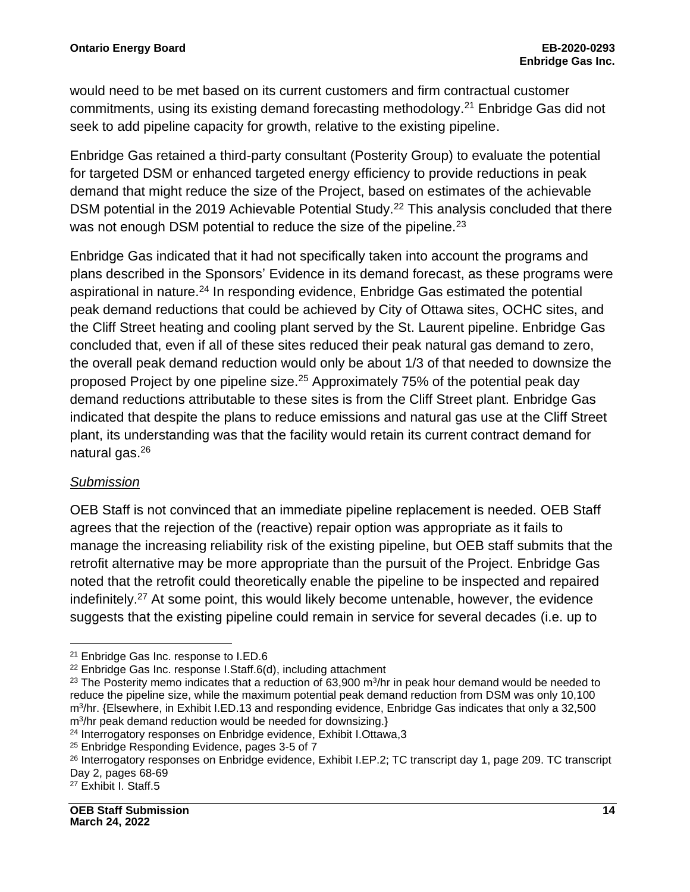would need to be met based on its current customers and firm contractual customer commitments, using its existing demand forecasting methodology.[21] Enbridge Gas did not seek to add pipeline capacity for growth, relative to the existing pipeline.

Enbridge Gas retained a third-party consultant (Posterity Group) to evaluate the potential for targeted DSM or enhanced targeted energy efficiency to provide reductions in peak demand that might reduce the size of the Project, based on estimates of the achievable DSM potential in the 2019 Achievable Potential Study.[22] This analysis concluded that there was not enough DSM potential to reduce the size of the pipeline.[23]

Enbridge Gas indicated that it had not specifically taken into account the programs and plans described in the Sponsors' Evidence in its demand forecast, as these programs were aspirational in nature.[24] In responding evidence, Enbridge Gas estimated the potential peak demand reductions that could be achieved by City of Ottawa sites, OCHC sites, and the Cliff Street heating and cooling plant served by the St. Laurent pipeline. Enbridge Gas concluded that, even if all of these sites reduced their peak natural gas demand to zero, the overall peak demand reduction would only be about 1/3 of that needed to downsize the proposed Project by one pipeline size.[25] Approximately 75% of the potential peak day demand reductions attributable to these sites is from the Cliff Street plant. Enbridge Gas indicated that despite the plans to reduce emissions and natural gas use at the Cliff Street plant, its understanding was that the facility would retain its current contract demand for natural gas.[26]

*Submission*

OEB Staff is not convinced that an immediate pipeline replacement is needed. OEB Staff agrees that the rejection of the (reactive) repair option was appropriate as it fails to manage the increasing reliability risk of the existing pipeline, but OEB staff submits that the retrofit alternative may be more appropriate than the pursuit of the Project. Enbridge Gas noted that the retrofit could theoretically enable the pipeline to be inspected and repaired indefinitely.[27] At some point, this would likely become untenable, however, the evidence suggests that the existing pipeline could remain in service for several decades (i.e. up to

---

[21] Enbridge Gas Inc. response to I.ED.6

[22] Enbridge Gas Inc. response I.Staff.6(d), including attachment

[23] The Posterity memo indicates that a reduction of 63,900 $m^3$/hr in peak hour demand would be needed to reduce the pipeline size, while the maximum potential peak demand reduction from DSM was only 10,100 $m^3$/hr. {Elsewhere, in Exhibit I.ED.13 and responding evidence, Enbridge Gas indicates that only a 32,500 $m^3$/hr peak demand reduction would be needed for downsizing.}

[24] Interrogatory responses on Enbridge evidence, Exhibit I.Ottawa,3

[25] Enbridge Responding Evidence, pages 3-5 of 7

[26] Interrogatory responses on Enbridge evidence, Exhibit I.EP.2; TC transcript day 1, page 209. TC transcript Day 2, pages 68-69

[27] Exhibit I. Staff.5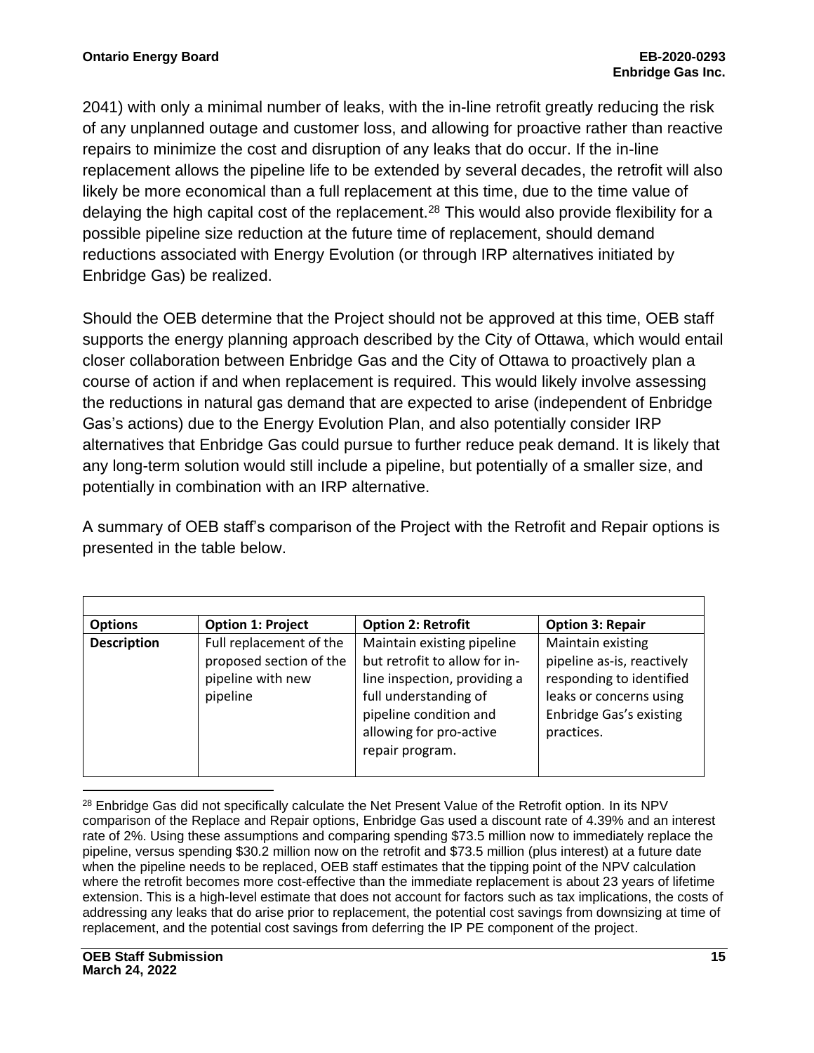2041) with only a minimal number of leaks, with the in-line retrofit greatly reducing the risk of any unplanned outage and customer loss, and allowing for proactive rather than reactive repairs to minimize the cost and disruption of any leaks that do occur. If the in-line replacement allows the pipeline life to be extended by several decades, the retrofit will also likely be more economical than a full replacement at this time, due to the time value of delaying the high capital cost of the replacement.[28] This would also provide flexibility for a possible pipeline size reduction at the future time of replacement, should demand reductions associated with Energy Evolution (or through IRP alternatives initiated by Enbridge Gas) be realized.

Should the OEB determine that the Project should not be approved at this time, OEB staff supports the energy planning approach described by the City of Ottawa, which would entail closer collaboration between Enbridge Gas and the City of Ottawa to proactively plan a course of action if and when replacement is required. This would likely involve assessing the reductions in natural gas demand that are expected to arise (independent of Enbridge Gas's actions) due to the Energy Evolution Plan, and also potentially consider IRP alternatives that Enbridge Gas could pursue to further reduce peak demand. It is likely that any long-term solution would still include a pipeline, but potentially of a smaller size, and potentially in combination with an IRP alternative.

A summary of OEB staff's comparison of the Project with the Retrofit and Repair options is presented in the table below.

| **Options** | **Option 1: Project** | **Option 2: Retrofit** | **Option 3: Repair** |
|---|---|---|---|
| **Description** | Full replacement of the proposed section of the pipeline with new pipeline | Maintain existing pipeline but retrofit to allow for in-line inspection, providing a full understanding of pipeline condition and allowing for pro-active repair program. | Maintain existing pipeline as-is, reactively responding to identified leaks or concerns using Enbridge Gas's existing practices. |

[28] Enbridge Gas did not specifically calculate the Net Present Value of the Retrofit option. In its NPV comparison of the Replace and Repair options, Enbridge Gas used a discount rate of 4.39% and an interest rate of 2%. Using these assumptions and comparing spending $73.5 million now to immediately replace the pipeline, versus spending $30.2 million now on the retrofit and $73.5 million (plus interest) at a future date when the pipeline needs to be replaced, OEB staff estimates that the tipping point of the NPV calculation where the retrofit becomes more cost-effective than the immediate replacement is about 23 years of lifetime extension. This is a high-level estimate that does not account for factors such as tax implications, the costs of addressing any leaks that do arise prior to replacement, the potential cost savings from downsizing at time of replacement, and the potential cost savings from deferring the IP PE component of the project.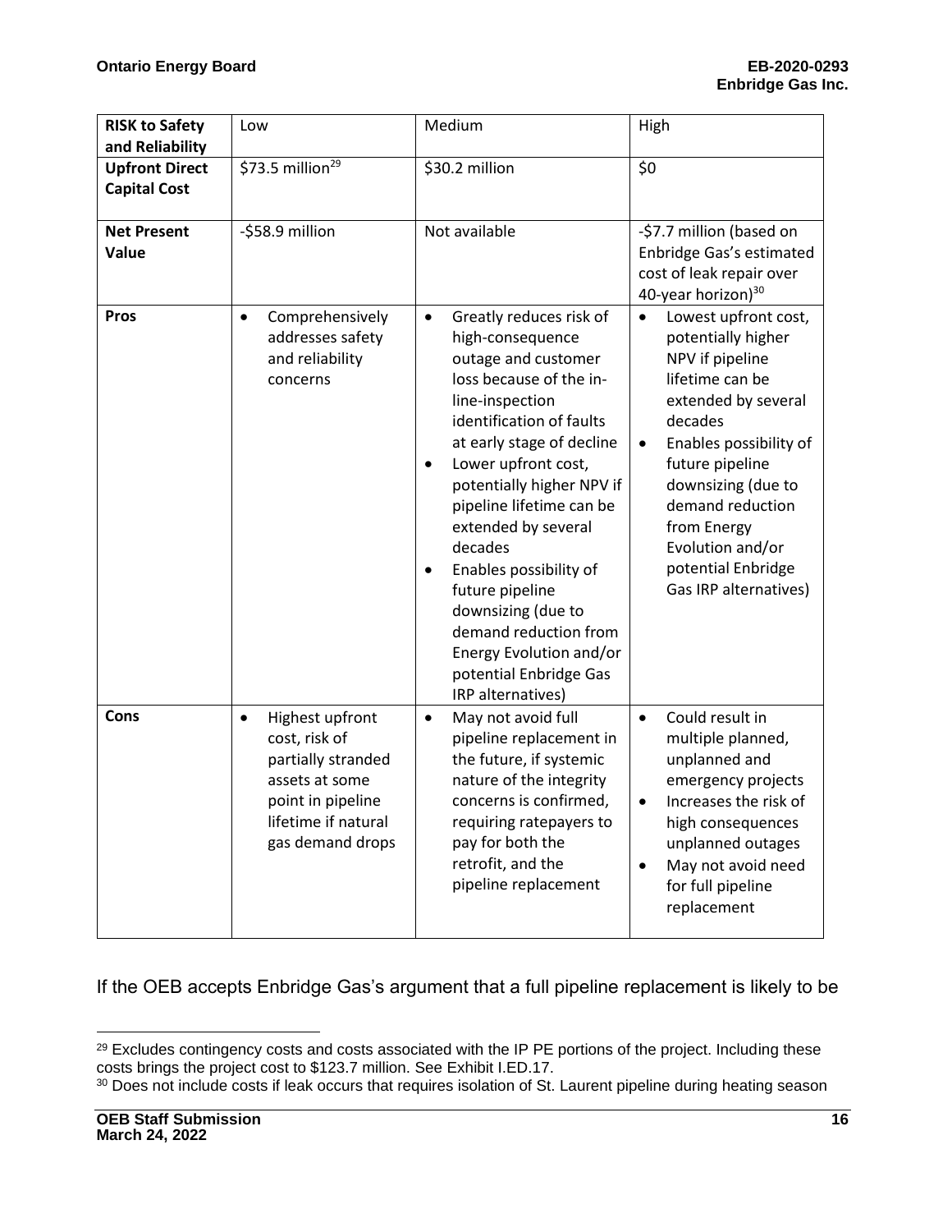| **RISK to Safety and Reliability** | Low | Medium | High |
|---|---|---|---|
| **Upfront Direct Capital Cost** | \$73.5 million[29] | \$30.2 million | \$0 |
| **Net Present Value** | -\$58.9 million | Not available | -\$7.7 million (based on Enbridge Gas's estimated cost of leak repair over 40-year horizon)[30] |
| **Pros** | • Comprehensively addresses safety and reliability concerns | • Greatly reduces risk of high-consequence outage and customer loss because of the in-line-inspection identification of faults at early stage of decline<br>• Lower upfront cost, potentially higher NPV if pipeline lifetime can be extended by several decades<br>• Enables possibility of future pipeline downsizing (due to demand reduction from Energy Evolution and/or potential Enbridge Gas IRP alternatives) | • Lowest upfront cost, potentially higher NPV if pipeline lifetime can be extended by several decades<br>• Enables possibility of future pipeline downsizing (due to demand reduction from Energy Evolution and/or potential Enbridge Gas IRP alternatives) |
| **Cons** | • Highest upfront cost, risk of partially stranded assets at some point in pipeline lifetime if natural gas demand drops | • May not avoid full pipeline replacement in the future, if systemic nature of the integrity concerns is confirmed, requiring ratepayers to pay for both the retrofit, and the pipeline replacement | • Could result in multiple planned, unplanned and emergency projects<br>• Increases the risk of high consequences unplanned outages<br>• May not avoid need for full pipeline replacement |

If the OEB accepts Enbridge Gas's argument that a full pipeline replacement is likely to be

[29] Excludes contingency costs and costs associated with the IP PE portions of the project. Including these costs brings the project cost to \$123.7 million. See Exhibit I.ED.17.

[30] Does not include costs if leak occurs that requires isolation of St. Laurent pipeline during heating season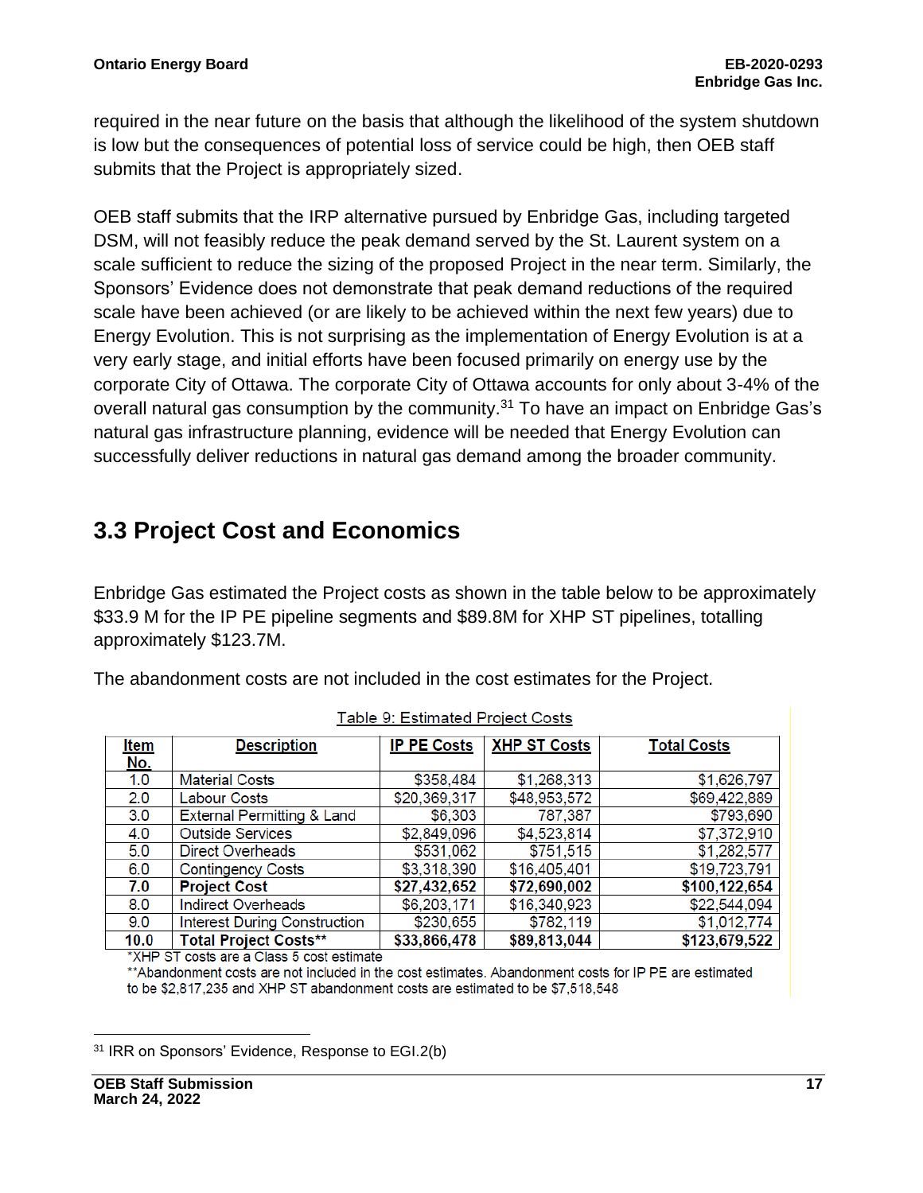required in the near future on the basis that although the likelihood of the system shutdown is low but the consequences of potential loss of service could be high, then OEB staff submits that the Project is appropriately sized.

OEB staff submits that the IRP alternative pursued by Enbridge Gas, including targeted DSM, will not feasibly reduce the peak demand served by the St. Laurent system on a scale sufficient to reduce the sizing of the proposed Project in the near term. Similarly, the Sponsors' Evidence does not demonstrate that peak demand reductions of the required scale have been achieved (or are likely to be achieved within the next few years) due to Energy Evolution. This is not surprising as the implementation of Energy Evolution is at a very early stage, and initial efforts have been focused primarily on energy use by the corporate City of Ottawa. The corporate City of Ottawa accounts for only about 3-4% of the overall natural gas consumption by the community.[31] To have an impact on Enbridge Gas's natural gas infrastructure planning, evidence will be needed that Energy Evolution can successfully deliver reductions in natural gas demand among the broader community.

## 3.3 Project Cost and Economics

Enbridge Gas estimated the Project costs as shown in the table below to be approximately $33.9 M for the IP PE pipeline segments and $89.8M for XHP ST pipelines, totalling approximately $123.7M.

The abandonment costs are not included in the cost estimates for the Project.

Table 9: Estimated Project Costs

| Item No. | Description | IP PE Costs | XHP ST Costs | Total Costs |
|---|---|---|---|---|
| 1.0 | Material Costs | $358,484 | $1,268,313 | $1,626,797 |
| 2.0 | Labour Costs | $20,369,317 | $48,953,572 | $69,422,889 |
| 3.0 | External Permitting & Land | $6,303 | 787,387 | $793,690 |
| 4.0 | Outside Services | $2,849,096 | $4,523,814 | $7,372,910 |
| 5.0 | Direct Overheads | $531,062 | $751,515 | $1,282,577 |
| 6.0 | Contingency Costs | $3,318,390 | $16,405,401 | $19,723,791 |
| **7.0** | **Project Cost** | **$27,432,652** | **$72,690,002** | **$100,122,654** |
| 8.0 | Indirect Overheads | $6,203,171 | $16,340,923 | $22,544,094 |
| 9.0 | Interest During Construction | $230,655 | $782,119 | $1,012,774 |
| **10.0** | **Total Project Costs**** | **$33,866,478** | **$89,813,044** | **$123,679,522** |

*XHP ST costs are a Class 5 cost estimate

**Abandonment costs are not included in the cost estimates. Abandonment costs for IP PE are estimated to be $2,817,235 and XHP ST abandonment costs are estimated to be $7,518,548

[31] IRR on Sponsors' Evidence, Response to EGI.2(b)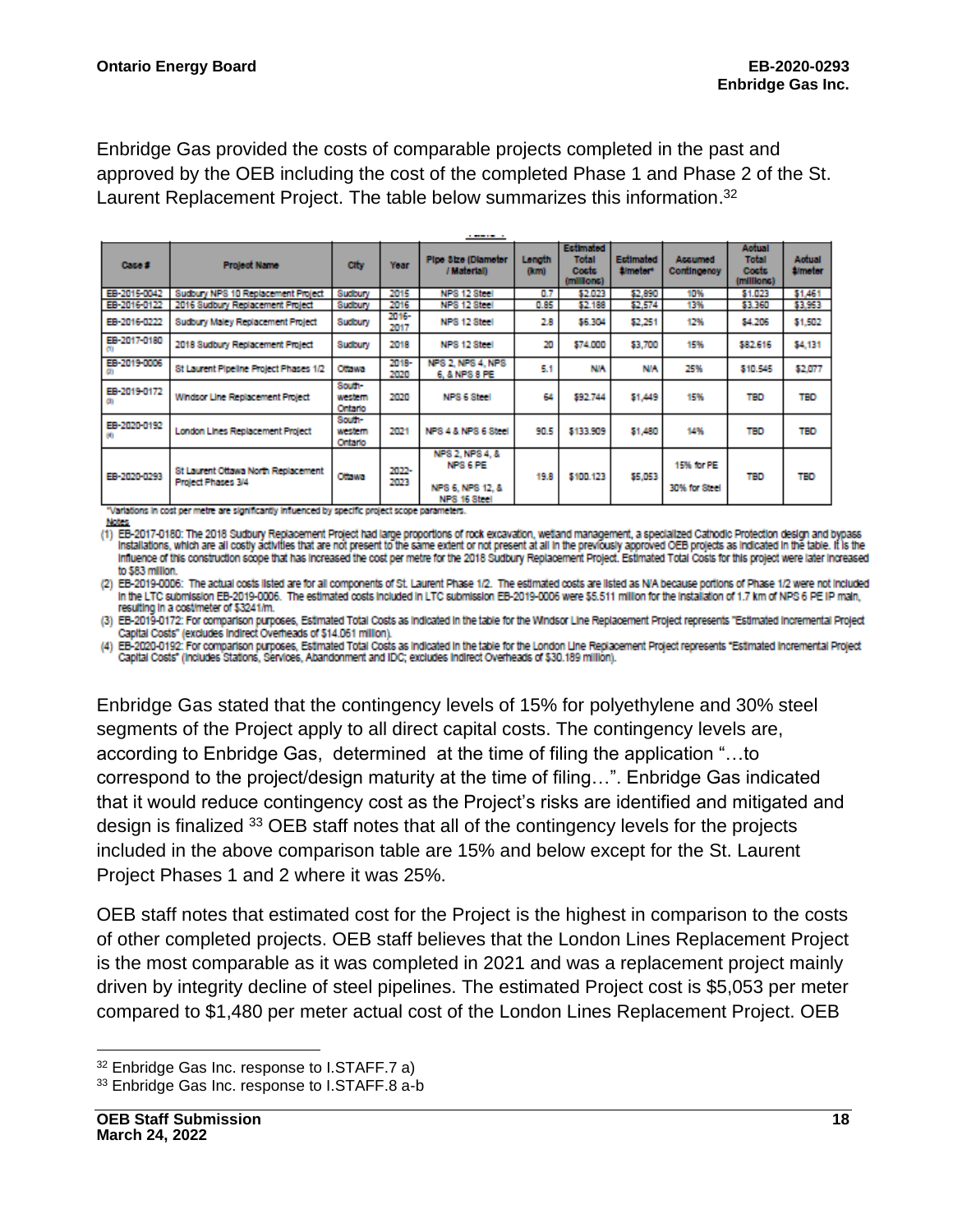Enbridge Gas provided the costs of comparable projects completed in the past and approved by the OEB including the cost of the completed Phase 1 and Phase 2 of the St. Laurent Replacement Project. The table below summarizes this information.[32]

| Case # | Project Name | City | Year | Pipe Size (Diameter / Material) | Length (km) | Estimated Total Costs (millions) | Estimated $/meter* | Assumed Contingency | Actual Total Costs (millions) | Actual $/meter |
|---|---|---|---|---|---|---|---|---|---|---|
| EB-2015-0042 | Sudbury NPS 10 Replacement Project | Sudbury | 2015 | NPS 12 Steel | 0.7 | $2.023 | $2,890 | 10% | $1.023 | $1,461 |
| EB-2016-0122 | 2016 Sudbury Replacement Project | Sudbury | 2016 | NPS 12 Steel | 0.85 | $2.188 | $2,574 | 13% | $3.360 | $3,953 |
| EB-2016-0222 | Sudbury Maley Replacement Project | Sudbury | 2016-2017 | NPS 12 Steel | 2.8 | $6.304 | $2,251 | 12% | $4.206 | $1,502 |
| EB-2017-0180 (1) | 2018 Sudbury Replacement Project | Sudbury | 2018 | NPS 12 Steel | 20 | $74.000 | $3,700 | 15% | $82.616 | $4,131 |
| EB-2019-0006 (2) | St Laurent Pipeline Project Phases 1/2 | Ottawa | 2018-2020 | NPS 2, NPS 4, NPS 6, & NPS 8 PE | 5.1 | N/A | N/A | 25% | $10.545 | $2,077 |
| EB-2019-0172 (3) | Windsor Line Replacement Project | South-western Ontario | 2020 | NPS 6 Steel | 64 | $92.744 | $1,449 | 15% | TBD | TBD |
| EB-2020-0192 (4) | London Lines Replacement Project | South-western Ontario | 2021 | NPS 4 & NPS 6 Steel | 90.5 | $133.909 | $1,480 | 14% | TBD | TBD |
| EB-2020-0293 | St Laurent Ottawa North Replacement Project Phases 3/4 | Ottawa | 2022-2023 | NPS 2, NPS 4, & NPS 6 PE<br>NPS 6, NPS 12, & NPS 16 Steel | 19.8 | $100.123 | $5,053 | 15% for PE<br>30% for Steel | TBD | TBD |

*Variations in cost per metre are significantly influenced by specific project scope parameters.

Notes

(1) EB-2017-0180: The 2018 Sudbury Replacement Project had large proportions of rock excavation, wetland management, a specialized Cathodic Protection design and bypass installations, which are all costly activities that are not present to the same extent or not present at all in the previously approved OEB projects as indicated in the table. It is the influence of this construction scope that has increased the cost per metre for the 2018 Sudbury Replacement Project. Estimated Total Costs for this project were later increased to $83 million.

(2) EB-2019-0006: The actual costs listed are for all components of St. Laurent Phase 1/2. The estimated costs are listed as N/A because portions of Phase 1/2 were not included in the LTC submission EB-2019-0006. The estimated costs included in LTC submission EB-2019-0006 were $5.511 million for the installation of 1.7 km of NPS 6 PE IP main, resulting in a cost/meter of $3241/m.

(3) EB-2019-0172: For comparison purposes, Estimated Total Costs as indicated in the table for the Windsor Line Replacement Project represents "Estimated Incremental Project Capital Costs" (excludes Indirect Overheads of $14.061 million).

(4) EB-2020-0192: For comparison purposes, Estimated Total Costs as indicated in the table for the London Line Replacement Project represents "Estimated Incremental Project Capital Costs" (includes Stations, Services, Abandonment and IDC; excludes Indirect Overheads of $30.189 million).

Enbridge Gas stated that the contingency levels of 15% for polyethylene and 30% steel segments of the Project apply to all direct capital costs. The contingency levels are, according to Enbridge Gas, determined at the time of filing the application "…to correspond to the project/design maturity at the time of filing…". Enbridge Gas indicated that it would reduce contingency cost as the Project's risks are identified and mitigated and design is finalized [33] OEB staff notes that all of the contingency levels for the projects included in the above comparison table are 15% and below except for the St. Laurent Project Phases 1 and 2 where it was 25%.

OEB staff notes that estimated cost for the Project is the highest in comparison to the costs of other completed projects. OEB staff believes that the London Lines Replacement Project is the most comparable as it was completed in 2021 and was a replacement project mainly driven by integrity decline of steel pipelines. The estimated Project cost is $5,053 per meter compared to $1,480 per meter actual cost of the London Lines Replacement Project. OEB

[32] Enbridge Gas Inc. response to I.STAFF.7 a)

[33] Enbridge Gas Inc. response to I.STAFF.8 a-b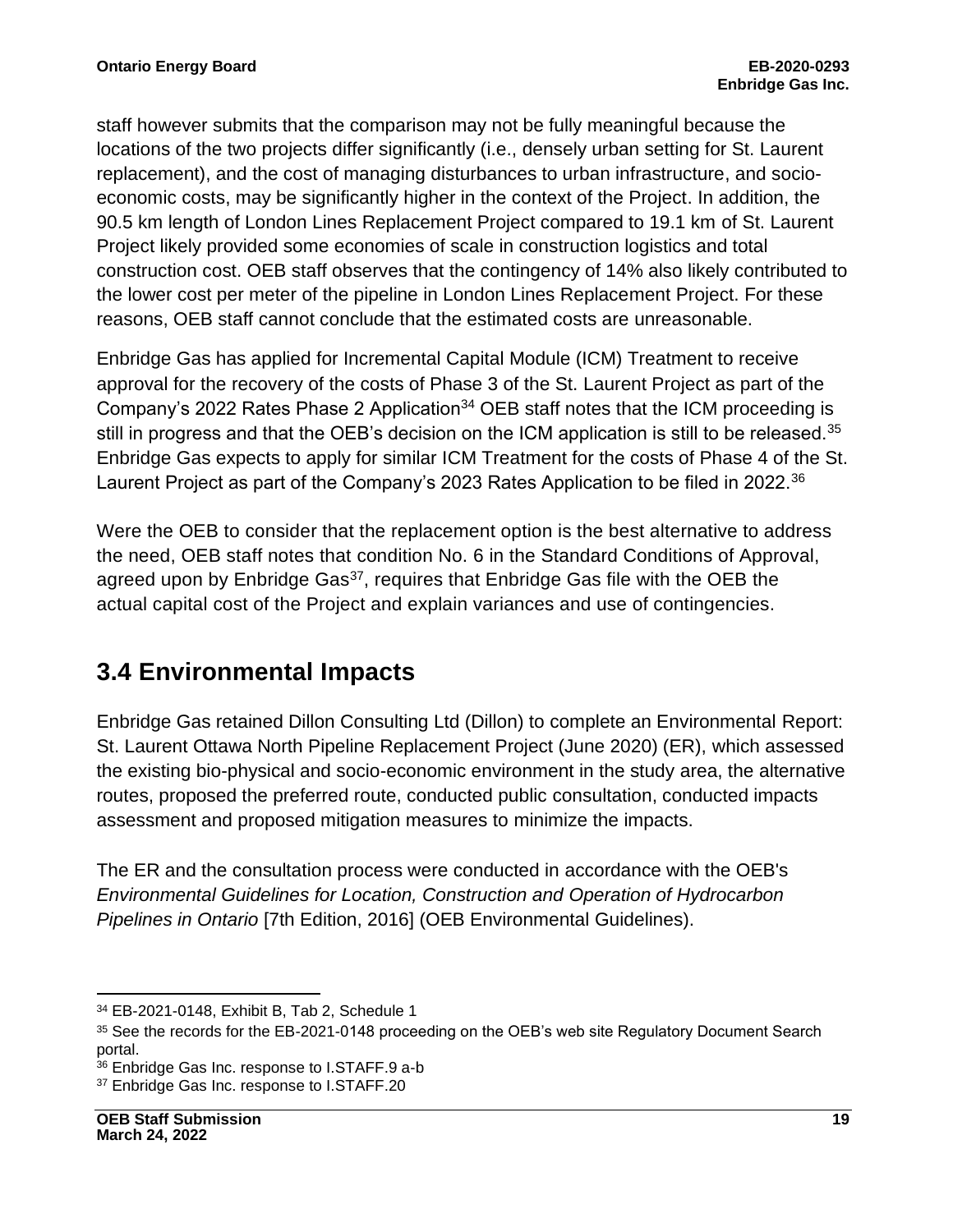staff however submits that the comparison may not be fully meaningful because the locations of the two projects differ significantly (i.e., densely urban setting for St. Laurent replacement), and the cost of managing disturbances to urban infrastructure, and socio-economic costs, may be significantly higher in the context of the Project. In addition, the 90.5 km length of London Lines Replacement Project compared to 19.1 km of St. Laurent Project likely provided some economies of scale in construction logistics and total construction cost. OEB staff observes that the contingency of 14% also likely contributed to the lower cost per meter of the pipeline in London Lines Replacement Project. For these reasons, OEB staff cannot conclude that the estimated costs are unreasonable.

Enbridge Gas has applied for Incremental Capital Module (ICM) Treatment to receive approval for the recovery of the costs of Phase 3 of the St. Laurent Project as part of the Company's 2022 Rates Phase 2 Application[34] OEB staff notes that the ICM proceeding is still in progress and that the OEB's decision on the ICM application is still to be released.[35] Enbridge Gas expects to apply for similar ICM Treatment for the costs of Phase 4 of the St. Laurent Project as part of the Company's 2023 Rates Application to be filed in 2022.[36]

Were the OEB to consider that the replacement option is the best alternative to address the need, OEB staff notes that condition No. 6 in the Standard Conditions of Approval, agreed upon by Enbridge Gas[37], requires that Enbridge Gas file with the OEB the actual capital cost of the Project and explain variances and use of contingencies.

## 3.4 Environmental Impacts

Enbridge Gas retained Dillon Consulting Ltd (Dillon) to complete an Environmental Report: St. Laurent Ottawa North Pipeline Replacement Project (June 2020) (ER), which assessed the existing bio-physical and socio-economic environment in the study area, the alternative routes, proposed the preferred route, conducted public consultation, conducted impacts assessment and proposed mitigation measures to minimize the impacts.

The ER and the consultation process were conducted in accordance with the OEB's *Environmental Guidelines for Location, Construction and Operation of Hydrocarbon Pipelines in Ontario* [7th Edition, 2016] (OEB Environmental Guidelines).

---

[34] EB-2021-0148, Exhibit B, Tab 2, Schedule 1

[35] See the records for the EB-2021-0148 proceeding on the OEB's web site Regulatory Document Search portal.

[36] Enbridge Gas Inc. response to I.STAFF.9 a-b

[37] Enbridge Gas Inc. response to I.STAFF.20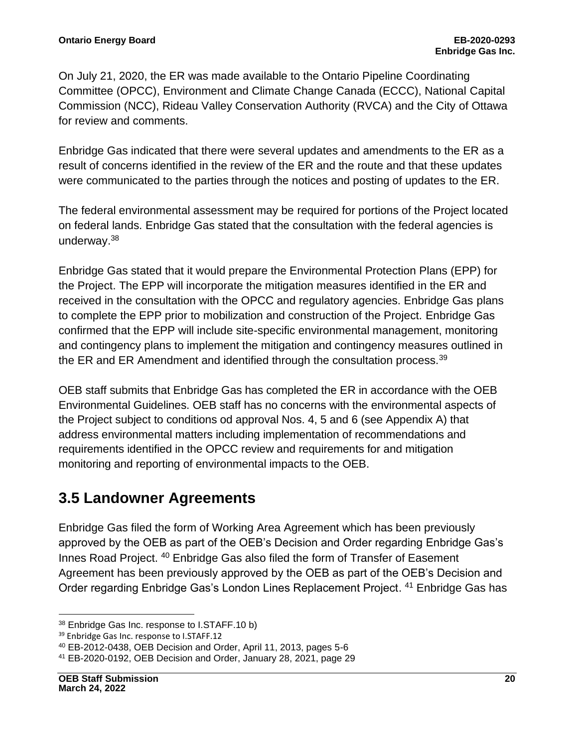On July 21, 2020, the ER was made available to the Ontario Pipeline Coordinating Committee (OPCC), Environment and Climate Change Canada (ECCC), National Capital Commission (NCC), Rideau Valley Conservation Authority (RVCA) and the City of Ottawa for review and comments.

Enbridge Gas indicated that there were several updates and amendments to the ER as a result of concerns identified in the review of the ER and the route and that these updates were communicated to the parties through the notices and posting of updates to the ER.

The federal environmental assessment may be required for portions of the Project located on federal lands. Enbridge Gas stated that the consultation with the federal agencies is underway.[38]

Enbridge Gas stated that it would prepare the Environmental Protection Plans (EPP) for the Project. The EPP will incorporate the mitigation measures identified in the ER and received in the consultation with the OPCC and regulatory agencies. Enbridge Gas plans to complete the EPP prior to mobilization and construction of the Project. Enbridge Gas confirmed that the EPP will include site-specific environmental management, monitoring and contingency plans to implement the mitigation and contingency measures outlined in the ER and ER Amendment and identified through the consultation process.[39]

OEB staff submits that Enbridge Gas has completed the ER in accordance with the OEB Environmental Guidelines. OEB staff has no concerns with the environmental aspects of the Project subject to conditions od approval Nos. 4, 5 and 6 (see Appendix A) that address environmental matters including implementation of recommendations and requirements identified in the OPCC review and requirements for and mitigation monitoring and reporting of environmental impacts to the OEB.

## 3.5 Landowner Agreements

Enbridge Gas filed the form of Working Area Agreement which has been previously approved by the OEB as part of the OEB's Decision and Order regarding Enbridge Gas's Innes Road Project. [40] Enbridge Gas also filed the form of Transfer of Easement Agreement has been previously approved by the OEB as part of the OEB's Decision and Order regarding Enbridge Gas's London Lines Replacement Project. [41] Enbridge Gas has

---

[38] Enbridge Gas Inc. response to I.STAFF.10 b)

[39] Enbridge Gas Inc. response to I.STAFF.12

[40] EB-2012-0438, OEB Decision and Order, April 11, 2013, pages 5-6

[41] EB-2020-0192, OEB Decision and Order, January 28, 2021, page 29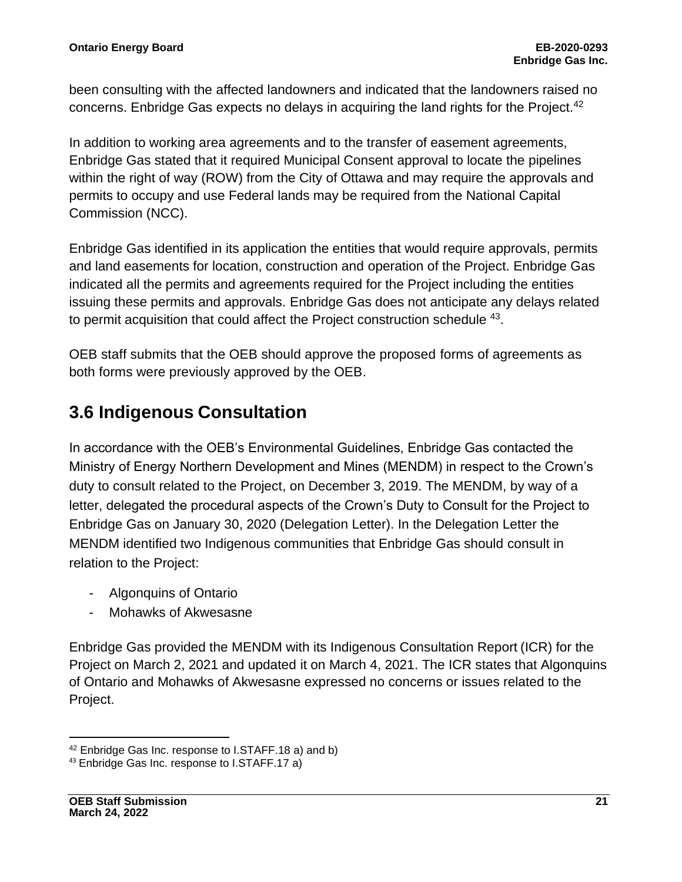been consulting with the affected landowners and indicated that the landowners raised no concerns. Enbridge Gas expects no delays in acquiring the land rights for the Project.[42]

In addition to working area agreements and to the transfer of easement agreements, Enbridge Gas stated that it required Municipal Consent approval to locate the pipelines within the right of way (ROW) from the City of Ottawa and may require the approvals and permits to occupy and use Federal lands may be required from the National Capital Commission (NCC).

Enbridge Gas identified in its application the entities that would require approvals, permits and land easements for location, construction and operation of the Project. Enbridge Gas indicated all the permits and agreements required for the Project including the entities issuing these permits and approvals. Enbridge Gas does not anticipate any delays related to permit acquisition that could affect the Project construction schedule [43].

OEB staff submits that the OEB should approve the proposed forms of agreements as both forms were previously approved by the OEB.

## 3.6 Indigenous Consultation

In accordance with the OEB's Environmental Guidelines, Enbridge Gas contacted the Ministry of Energy Northern Development and Mines (MENDM) in respect to the Crown's duty to consult related to the Project, on December 3, 2019. The MENDM, by way of a letter, delegated the procedural aspects of the Crown's Duty to Consult for the Project to Enbridge Gas on January 30, 2020 (Delegation Letter). In the Delegation Letter the MENDM identified two Indigenous communities that Enbridge Gas should consult in relation to the Project:

- Algonquins of Ontario
- Mohawks of Akwesasne

Enbridge Gas provided the MENDM with its Indigenous Consultation Report (ICR) for the Project on March 2, 2021 and updated it on March 4, 2021. The ICR states that Algonquins of Ontario and Mohawks of Akwesasne expressed no concerns or issues related to the Project.

---

[42] Enbridge Gas Inc. response to I.STAFF.18 a) and b)

[43] Enbridge Gas Inc. response to I.STAFF.17 a)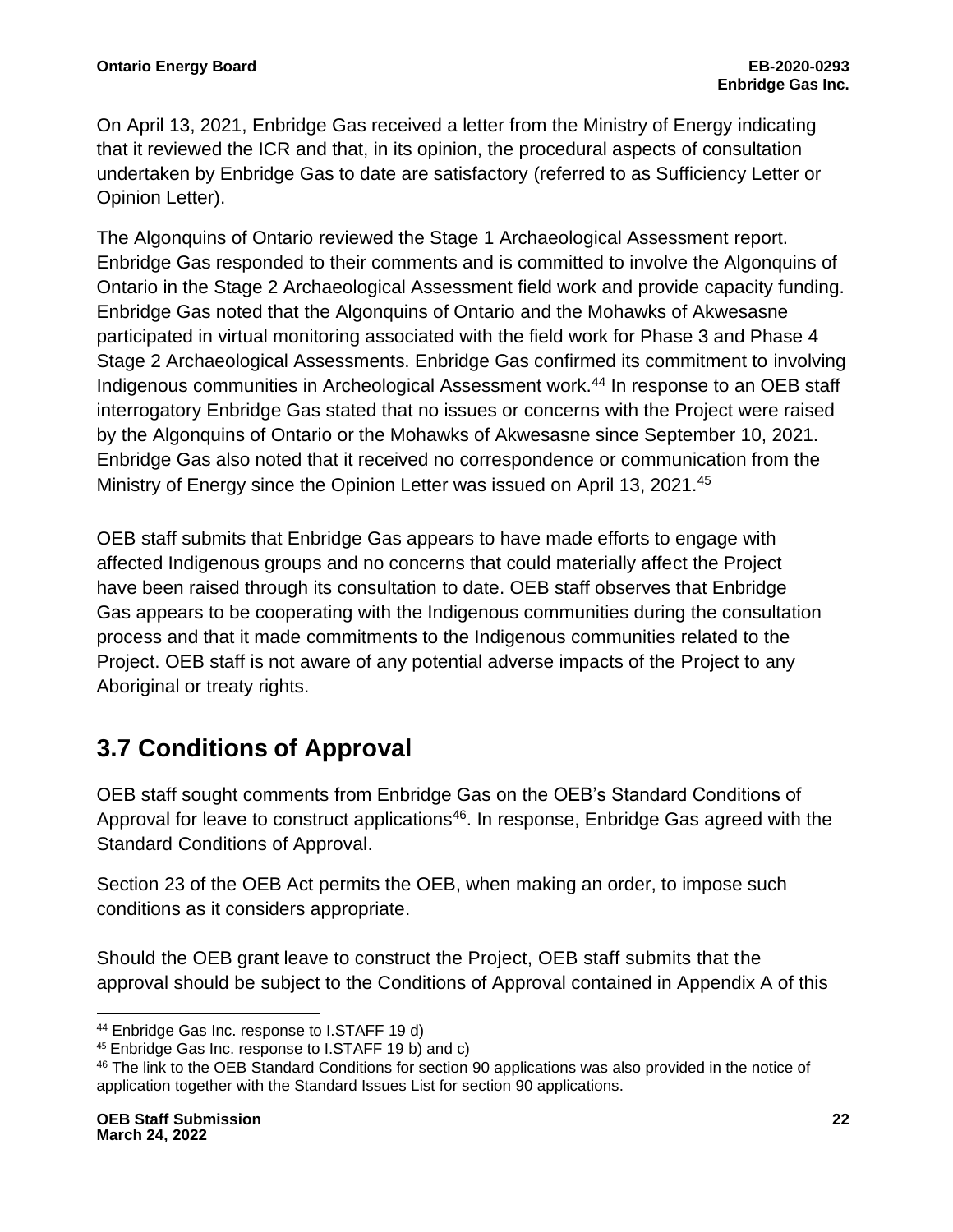On April 13, 2021, Enbridge Gas received a letter from the Ministry of Energy indicating that it reviewed the ICR and that, in its opinion, the procedural aspects of consultation undertaken by Enbridge Gas to date are satisfactory (referred to as Sufficiency Letter or Opinion Letter).

The Algonquins of Ontario reviewed the Stage 1 Archaeological Assessment report. Enbridge Gas responded to their comments and is committed to involve the Algonquins of Ontario in the Stage 2 Archaeological Assessment field work and provide capacity funding. Enbridge Gas noted that the Algonquins of Ontario and the Mohawks of Akwesasne participated in virtual monitoring associated with the field work for Phase 3 and Phase 4 Stage 2 Archaeological Assessments. Enbridge Gas confirmed its commitment to involving Indigenous communities in Archeological Assessment work.[44] In response to an OEB staff interrogatory Enbridge Gas stated that no issues or concerns with the Project were raised by the Algonquins of Ontario or the Mohawks of Akwesasne since September 10, 2021. Enbridge Gas also noted that it received no correspondence or communication from the Ministry of Energy since the Opinion Letter was issued on April 13, 2021.[45]

OEB staff submits that Enbridge Gas appears to have made efforts to engage with affected Indigenous groups and no concerns that could materially affect the Project have been raised through its consultation to date. OEB staff observes that Enbridge Gas appears to be cooperating with the Indigenous communities during the consultation process and that it made commitments to the Indigenous communities related to the Project. OEB staff is not aware of any potential adverse impacts of the Project to any Aboriginal or treaty rights.

## 3.7 Conditions of Approval

OEB staff sought comments from Enbridge Gas on the OEB's Standard Conditions of Approval for leave to construct applications[46]. In response, Enbridge Gas agreed with the Standard Conditions of Approval.

Section 23 of the OEB Act permits the OEB, when making an order, to impose such conditions as it considers appropriate.

Should the OEB grant leave to construct the Project, OEB staff submits that the approval should be subject to the Conditions of Approval contained in Appendix A of this

[44] Enbridge Gas Inc. response to I.STAFF 19 d)

[45] Enbridge Gas Inc. response to I.STAFF 19 b) and c)

[46] The link to the OEB Standard Conditions for section 90 applications was also provided in the notice of application together with the Standard Issues List for section 90 applications.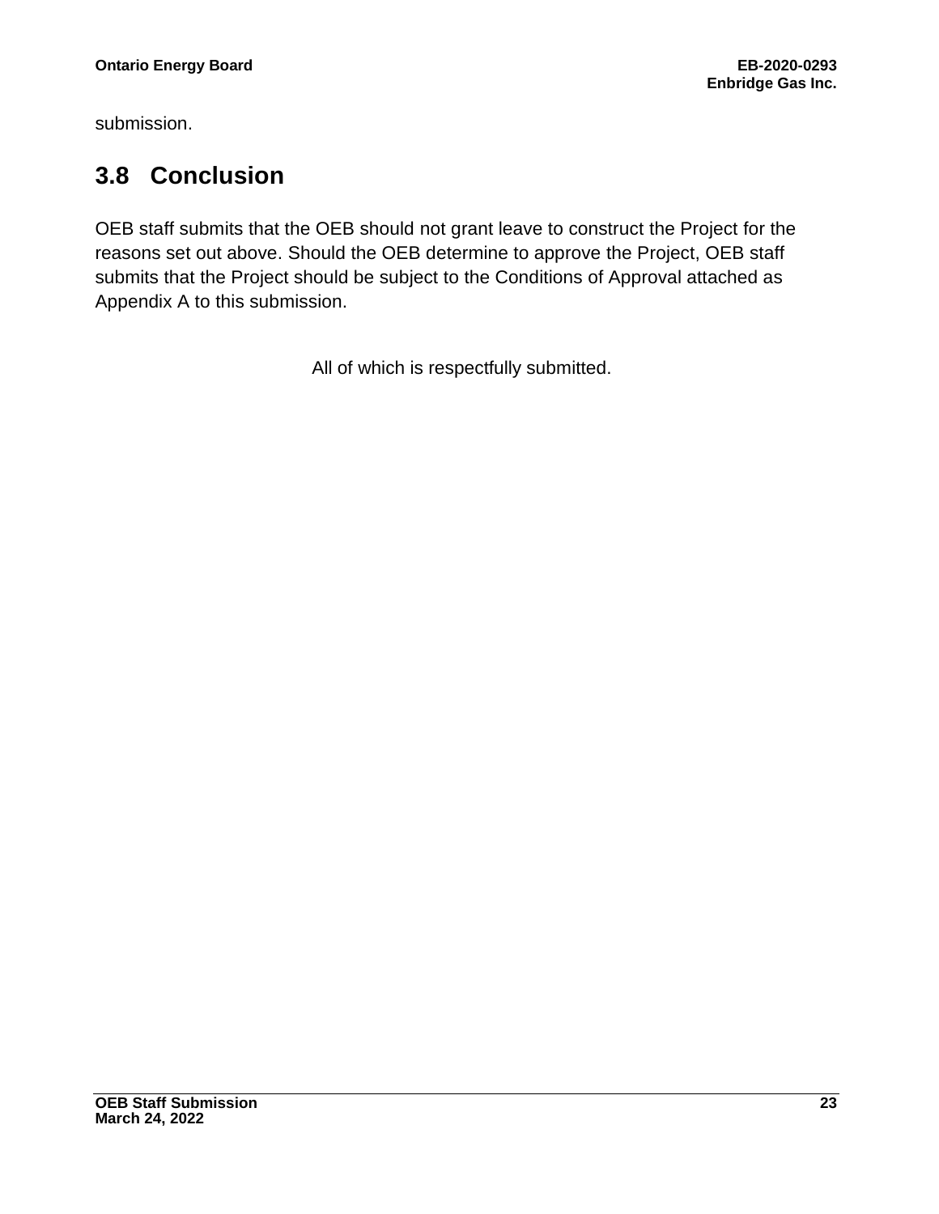submission.

## 3.8 Conclusion

OEB staff submits that the OEB should not grant leave to construct the Project for the reasons set out above. Should the OEB determine to approve the Project, OEB staff submits that the Project should be subject to the Conditions of Approval attached as Appendix A to this submission.

All of which is respectfully submitted.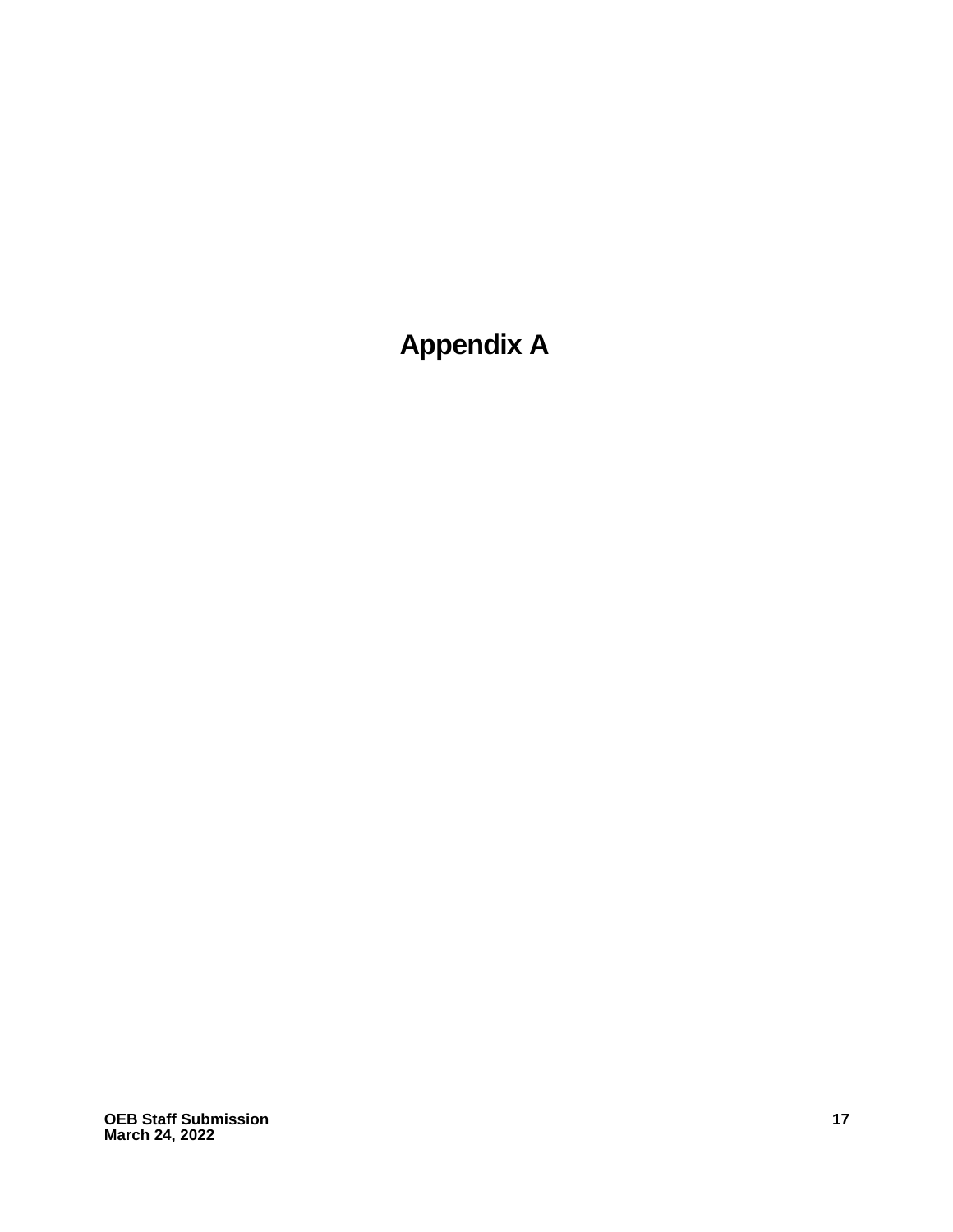# Appendix A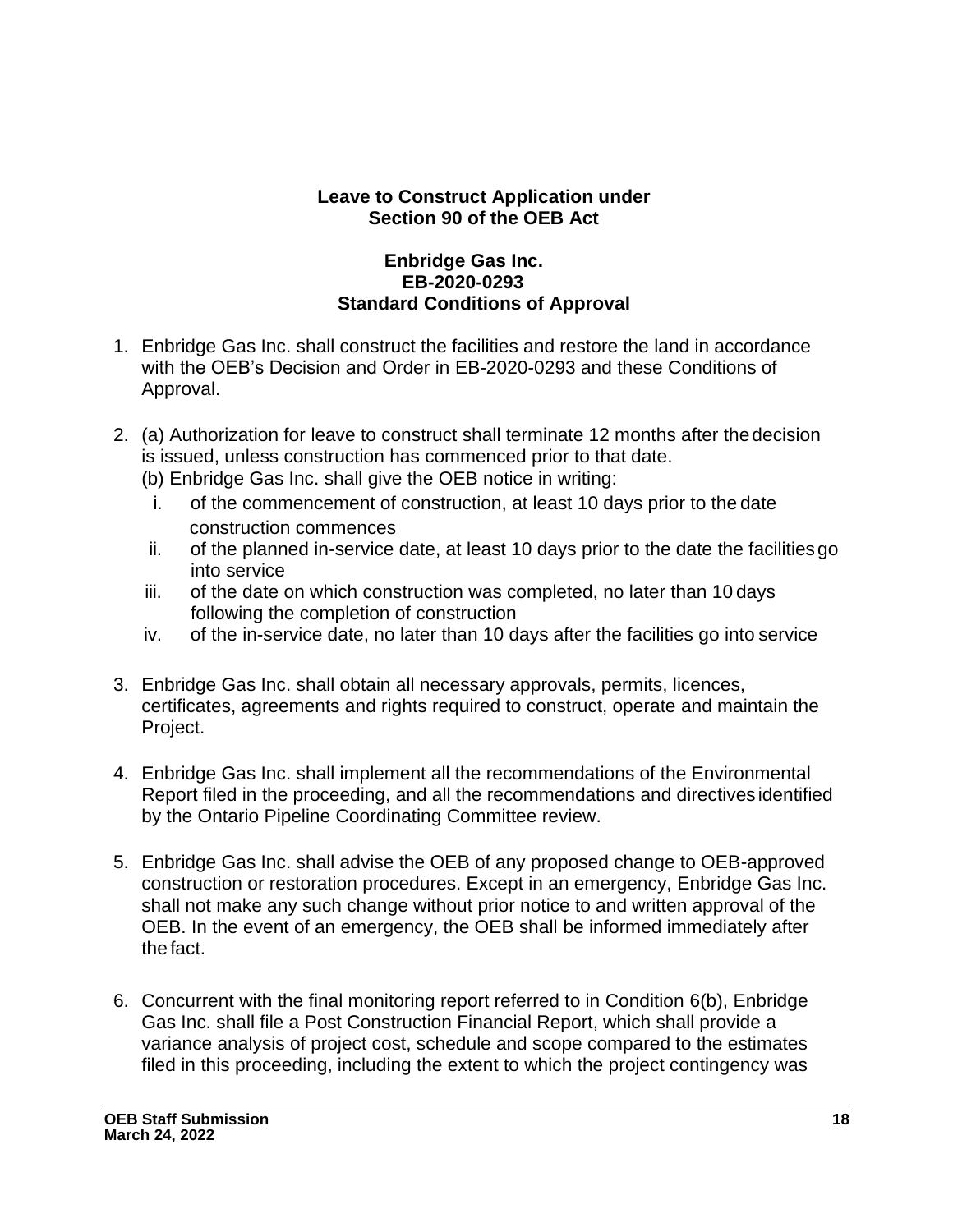**Leave to Construct Application under Section 90 of the OEB Act**

**Enbridge Gas Inc.**
**EB-2020-0293**
**Standard Conditions of Approval**

1. Enbridge Gas Inc. shall construct the facilities and restore the land in accordance with the OEB's Decision and Order in EB-2020-0293 and these Conditions of Approval.

2. (a) Authorization for leave to construct shall terminate 12 months after the decision is issued, unless construction has commenced prior to that date.
   (b) Enbridge Gas Inc. shall give the OEB notice in writing:
   i. of the commencement of construction, at least 10 days prior to the date construction commences
   ii. of the planned in-service date, at least 10 days prior to the date the facilities go into service
   iii. of the date on which construction was completed, no later than 10 days following the completion of construction
   iv. of the in-service date, no later than 10 days after the facilities go into service

3. Enbridge Gas Inc. shall obtain all necessary approvals, permits, licences, certificates, agreements and rights required to construct, operate and maintain the Project.

4. Enbridge Gas Inc. shall implement all the recommendations of the Environmental Report filed in the proceeding, and all the recommendations and directives identified by the Ontario Pipeline Coordinating Committee review.

5. Enbridge Gas Inc. shall advise the OEB of any proposed change to OEB-approved construction or restoration procedures. Except in an emergency, Enbridge Gas Inc. shall not make any such change without prior notice to and written approval of the OEB. In the event of an emergency, the OEB shall be informed immediately after the fact.

6. Concurrent with the final monitoring report referred to in Condition 6(b), Enbridge Gas Inc. shall file a Post Construction Financial Report, which shall provide a variance analysis of project cost, schedule and scope compared to the estimates filed in this proceeding, including the extent to which the project contingency was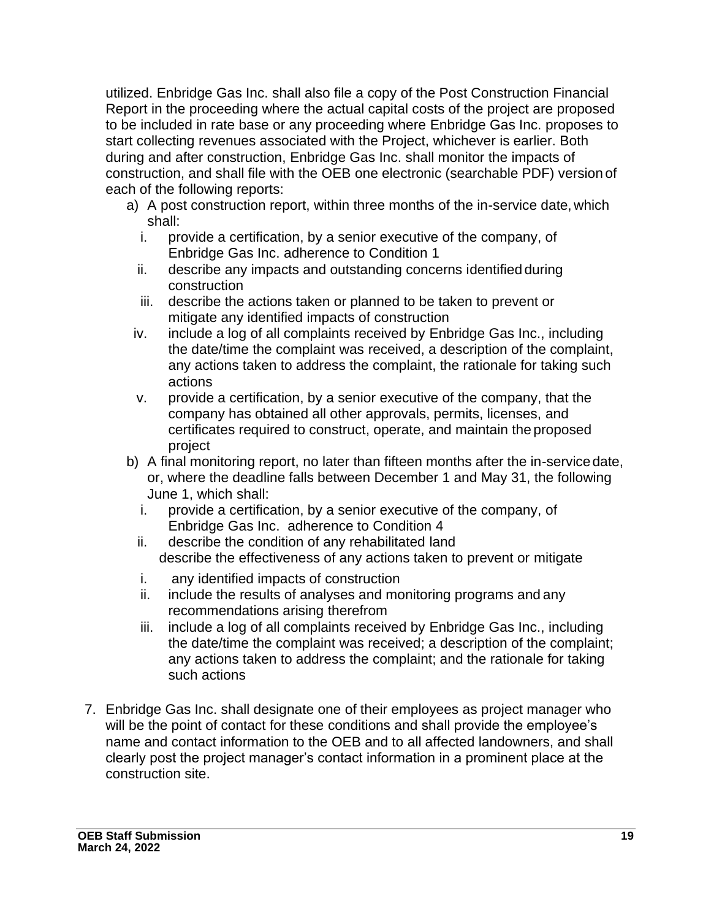utilized. Enbridge Gas Inc. shall also file a copy of the Post Construction Financial Report in the proceeding where the actual capital costs of the project are proposed to be included in rate base or any proceeding where Enbridge Gas Inc. proposes to start collecting revenues associated with the Project, whichever is earlier. Both during and after construction, Enbridge Gas Inc. shall monitor the impacts of construction, and shall file with the OEB one electronic (searchable PDF) version of each of the following reports:

a) A post construction report, within three months of the in-service date, which shall:
   i. provide a certification, by a senior executive of the company, of Enbridge Gas Inc. adherence to Condition 1
   ii. describe any impacts and outstanding concerns identified during construction
   iii. describe the actions taken or planned to be taken to prevent or mitigate any identified impacts of construction
   iv. include a log of all complaints received by Enbridge Gas Inc., including the date/time the complaint was received, a description of the complaint, any actions taken to address the complaint, the rationale for taking such actions
   v. provide a certification, by a senior executive of the company, that the company has obtained all other approvals, permits, licenses, and certificates required to construct, operate, and maintain the proposed project

b) A final monitoring report, no later than fifteen months after the in-service date, or, where the deadline falls between December 1 and May 31, the following June 1, which shall:
   i. provide a certification, by a senior executive of the company, of Enbridge Gas Inc. adherence to Condition 4
   ii. describe the condition of any rehabilitated land
   describe the effectiveness of any actions taken to prevent or mitigate
   i. any identified impacts of construction
   ii. include the results of analyses and monitoring programs and any recommendations arising therefrom
   iii. include a log of all complaints received by Enbridge Gas Inc., including the date/time the complaint was received; a description of the complaint; any actions taken to address the complaint; and the rationale for taking such actions

7. Enbridge Gas Inc. shall designate one of their employees as project manager who will be the point of contact for these conditions and shall provide the employee's name and contact information to the OEB and to all affected landowners, and shall clearly post the project manager's contact information in a prominent place at the construction site.